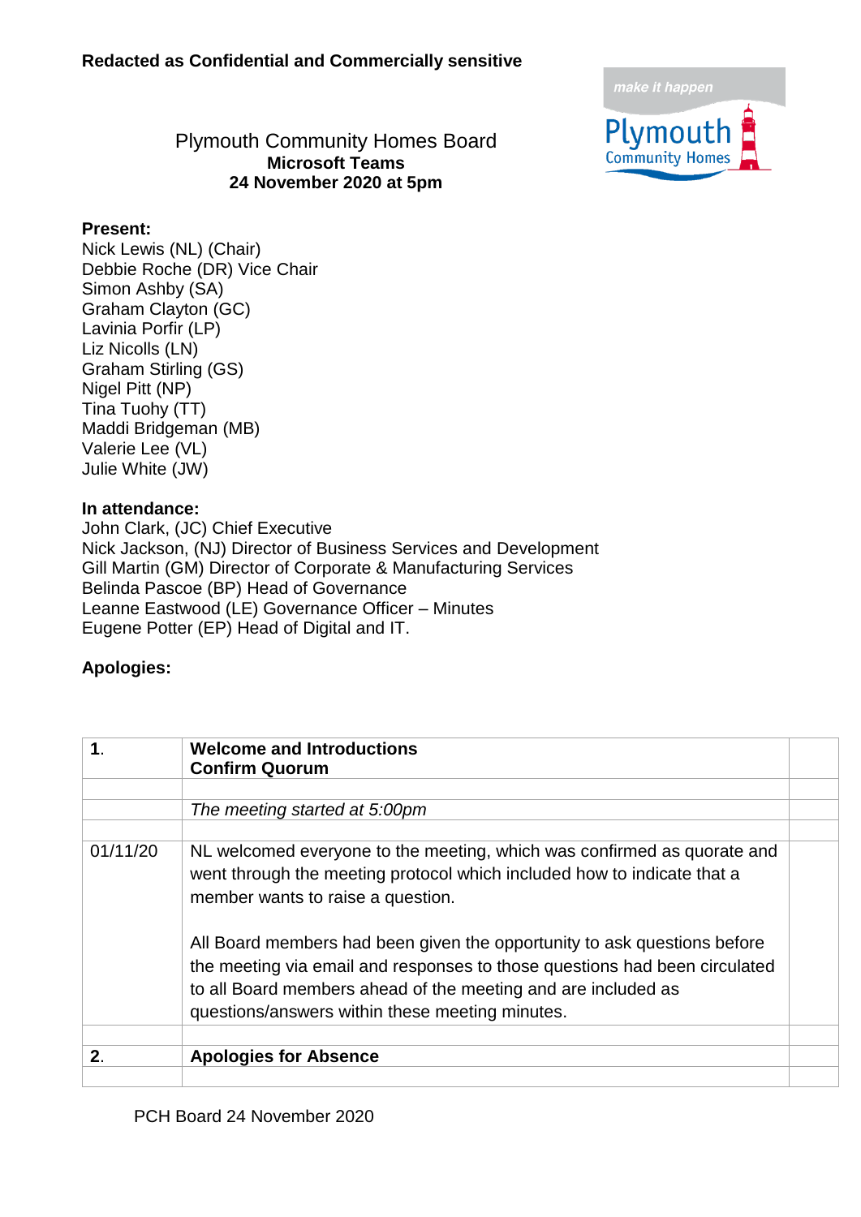**Redacted as Confidential and Commercially sensitive**

# Plymouth Community Homes Board

**Microsoft Teams**
**24 November 2020 at 5pm**

**Present:**
Nick Lewis (NL) (Chair)
Debbie Roche (DR) Vice Chair
Simon Ashby (SA)
Graham Clayton (GC)
Lavinia Porfir (LP)
Liz Nicolls (LN)
Graham Stirling (GS)
Nigel Pitt (NP)
Tina Tuohy (TT)
Maddi Bridgeman (MB)
Valerie Lee (VL)
Julie White (JW)

**In attendance:**
John Clark, (JC) Chief Executive
Nick Jackson, (NJ) Director of Business Services and Development
Gill Martin (GM) Director of Corporate & Manufacturing Services
Belinda Pascoe (BP) Head of Governance
Leanne Eastwood (LE) Governance Officer – Minutes
Eugene Potter (EP) Head of Digital and IT.

**Apologies:**

| | | |
|---|---|---|
| **1.** | **Welcome and Introductions**<br>**Confirm Quorum** | |
| | | |
| | *The meeting started at 5:00pm* | |
| | | |
| 01/11/20 | NL welcomed everyone to the meeting, which was confirmed as quorate and went through the meeting protocol which included how to indicate that a member wants to raise a question.<br><br>All Board members had been given the opportunity to ask questions before the meeting via email and responses to those questions had been circulated to all Board members ahead of the meeting and are included as questions/answers within these meeting minutes. | |
| | | |
| **2.** | **Apologies for Absence** | |
| | | |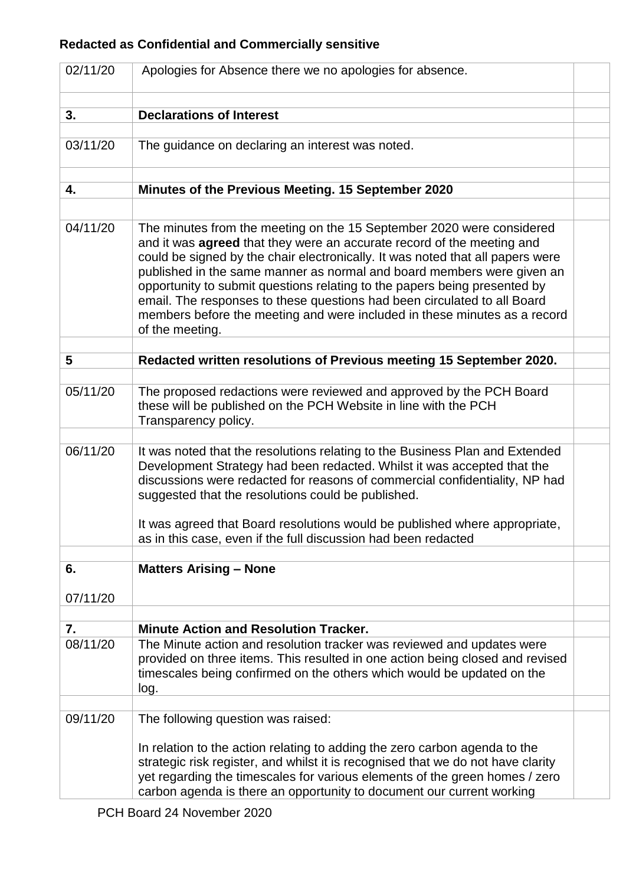**Redacted as Confidential and Commercially sensitive**

| | | |
|---|---|---|
| 02/11/20 | Apologies for Absence there we no apologies for absence. | |
| | | |
| **3.** | **Declarations of Interest** | |
| | | |
| 03/11/20 | The guidance on declaring an interest was noted. | |
| | | |
| **4.** | **Minutes of the Previous Meeting. 15 September 2020** | |
| | | |
| 04/11/20 | The minutes from the meeting on the 15 September 2020 were considered and it was **agreed** that they were an accurate record of the meeting and could be signed by the chair electronically. It was noted that all papers were published in the same manner as normal and board members were given an opportunity to submit questions relating to the papers being presented by email. The responses to these questions had been circulated to all Board members before the meeting and were included in these minutes as a record of the meeting. | |
| | | |
| **5** | **Redacted written resolutions of Previous meeting 15 September 2020.** | |
| | | |
| 05/11/20 | The proposed redactions were reviewed and approved by the PCH Board these will be published on the PCH Website in line with the PCH Transparency policy. | |
| | | |
| 06/11/20 | It was noted that the resolutions relating to the Business Plan and Extended Development Strategy had been redacted. Whilst it was accepted that the discussions were redacted for reasons of commercial confidentiality, NP had suggested that the resolutions could be published.<br><br>It was agreed that Board resolutions would be published where appropriate, as in this case, even if the full discussion had been redacted | |
| | | |
| **6.**<br><br>07/11/20 | **Matters Arising – None** | |
| | | |
| **7.** | **Minute Action and Resolution Tracker.** | |
| 08/11/20 | The Minute action and resolution tracker was reviewed and updates were provided on three items. This resulted in one action being closed and revised timescales being confirmed on the others which would be updated on the log. | |
| | | |
| 09/11/20 | The following question was raised:<br><br>In relation to the action relating to adding the zero carbon agenda to the strategic risk register, and whilst it is recognised that we do not have clarity yet regarding the timescales for various elements of the green homes / zero carbon agenda is there an opportunity to document our current working | |

PCH Board 24 November 2020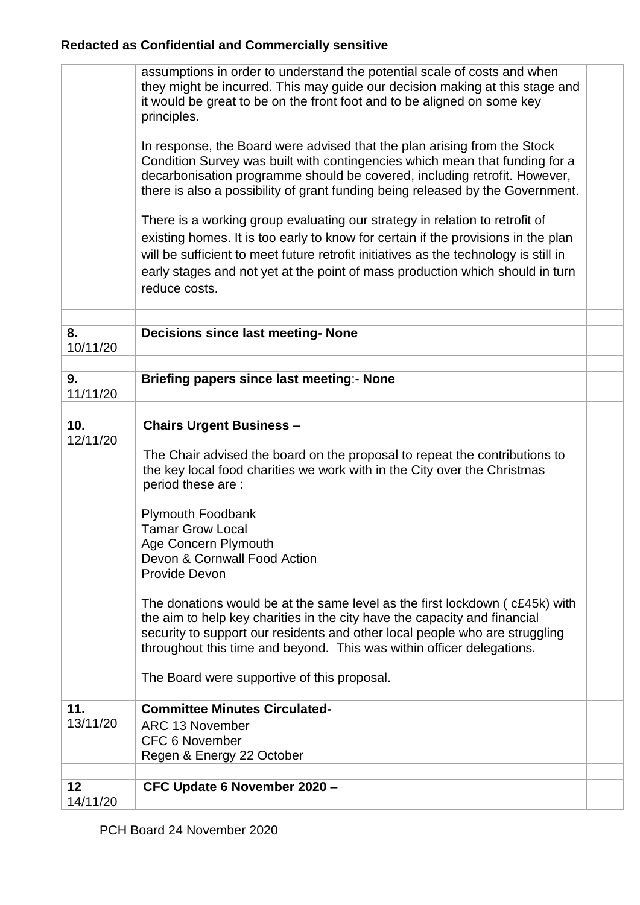**Redacted as Confidential and Commercially sensitive**

| | | |
|---|---|---|
| | assumptions in order to understand the potential scale of costs and when they might be incurred. This may guide our decision making at this stage and it would be great to be on the front foot and to be aligned on some key principles.<br><br>In response, the Board were advised that the plan arising from the Stock Condition Survey was built with contingencies which mean that funding for a decarbonisation programme should be covered, including retrofit. However, there is also a possibility of grant funding being released by the Government.<br><br>There is a working group evaluating our strategy in relation to retrofit of existing homes. It is too early to know for certain if the provisions in the plan will be sufficient to meet future retrofit initiatives as the technology is still in early stages and not yet at the point of mass production which should in turn reduce costs. | |
| | | |
| **8.** 10/11/20 | **Decisions since last meeting- None** | |
| | | |
| **9.** 11/11/20 | **Briefing papers since last meeting**:- **None** | |
| | | |
| **10.** 12/11/20 | **Chairs Urgent Business –**<br><br>The Chair advised the board on the proposal to repeat the contributions to the key local food charities we work with in the City over the Christmas period these are :<br><br>Plymouth Foodbank<br>Tamar Grow Local<br>Age Concern Plymouth<br>Devon & Cornwall Food Action<br>Provide Devon<br><br>The donations would be at the same level as the first lockdown ( c£45k) with the aim to help key charities in the city have the capacity and financial security to support our residents and other local people who are struggling throughout this time and beyond. This was within officer delegations.<br><br>The Board were supportive of this proposal. | |
| | | |
| **11.** 13/11/20 | **Committee Minutes Circulated-**<br>ARC 13 November<br>CFC 6 November<br>Regen & Energy 22 October | |
| | | |
| **12** 14/11/20 | **CFC Update 6 November 2020 –** | |

PCH Board 24 November 2020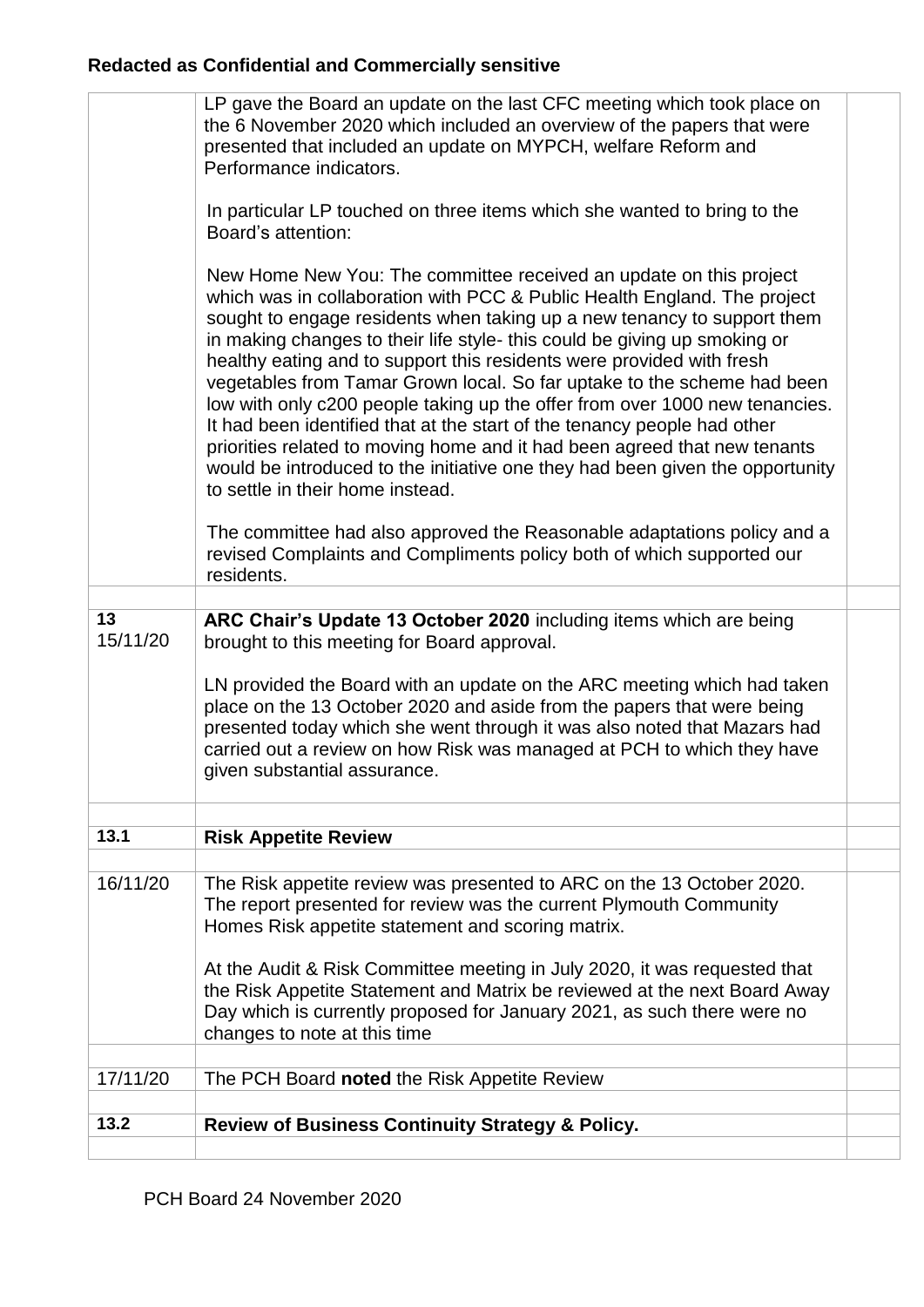**Redacted as Confidential and Commercially sensitive**

| | | |
|---|---|---|
| | LP gave the Board an update on the last CFC meeting which took place on the 6 November 2020 which included an overview of the papers that were presented that included an update on MYPCH, welfare Reform and Performance indicators.<br><br>In particular LP touched on three items which she wanted to bring to the Board's attention:<br><br>New Home New You: The committee received an update on this project which was in collaboration with PCC & Public Health England. The project sought to engage residents when taking up a new tenancy to support them in making changes to their life style- this could be giving up smoking or healthy eating and to support this residents were provided with fresh vegetables from Tamar Grown local. So far uptake to the scheme had been low with only c200 people taking up the offer from over 1000 new tenancies. It had been identified that at the start of the tenancy people had other priorities related to moving home and it had been agreed that new tenants would be introduced to the initiative one they had been given the opportunity to settle in their home instead.<br><br>The committee had also approved the Reasonable adaptations policy and a revised Complaints and Compliments policy both of which supported our residents. | |
| | | |
| **13**<br>15/11/20 | **ARC Chair's Update 13 October 2020** including items which are being brought to this meeting for Board approval.<br><br>LN provided the Board with an update on the ARC meeting which had taken place on the 13 October 2020 and aside from the papers that were being presented today which she went through it was also noted that Mazars had carried out a review on how Risk was managed at PCH to which they have given substantial assurance. | |
| | | |
| **13.1** | **Risk Appetite Review** | |
| | | |
| 16/11/20 | The Risk appetite review was presented to ARC on the 13 October 2020. The report presented for review was the current Plymouth Community Homes Risk appetite statement and scoring matrix.<br><br>At the Audit & Risk Committee meeting in July 2020, it was requested that the Risk Appetite Statement and Matrix be reviewed at the next Board Away Day which is currently proposed for January 2021, as such there were no changes to note at this time | |
| | | |
| 17/11/20 | The PCH Board **noted** the Risk Appetite Review | |
| | | |
| **13.2** | **Review of Business Continuity Strategy & Policy.** | |
| | | |

PCH Board 24 November 2020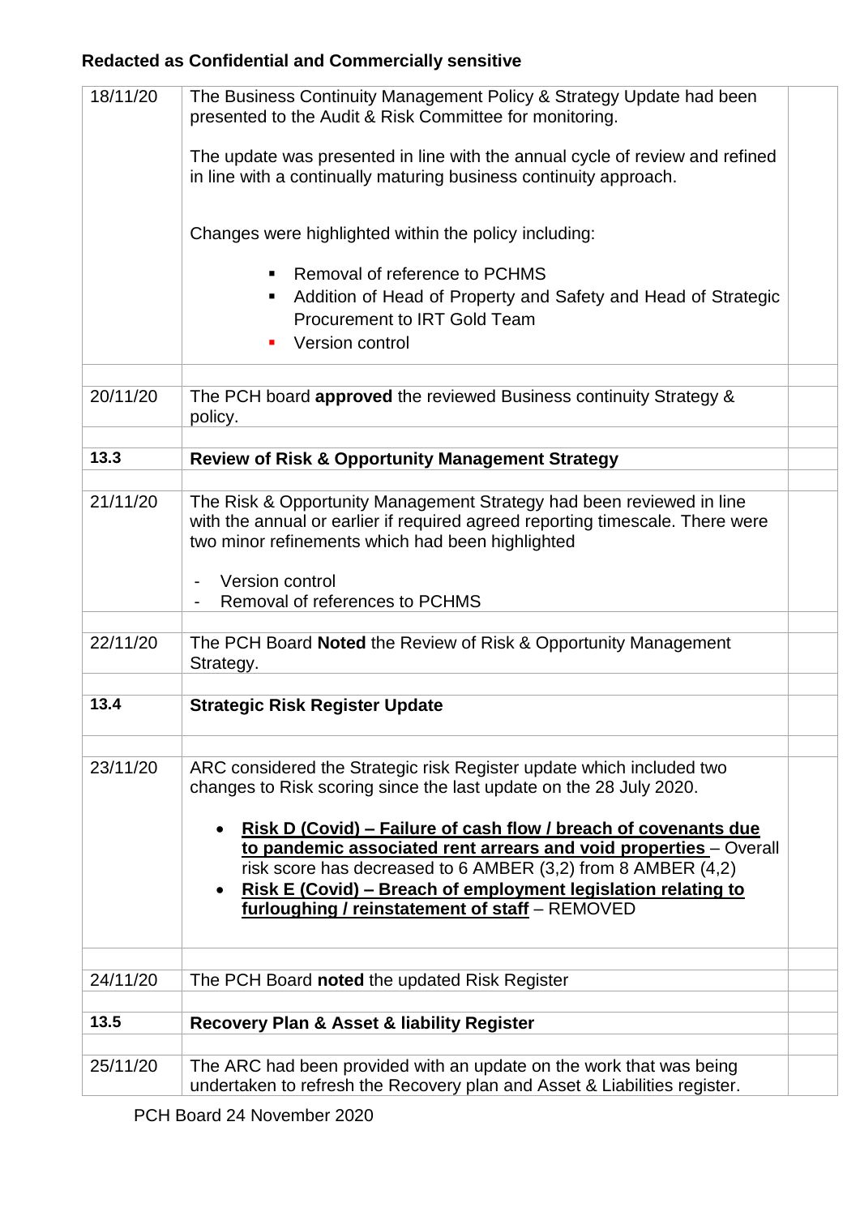**Redacted as Confidential and Commercially sensitive**

| | | |
|---|---|---|
| 18/11/20 | The Business Continuity Management Policy & Strategy Update had been presented to the Audit & Risk Committee for monitoring.<br><br>The update was presented in line with the annual cycle of review and refined in line with a continually maturing business continuity approach.<br><br>Changes were highlighted within the policy including:<br><br>▪ Removal of reference to PCHMS<br>▪ Addition of Head of Property and Safety and Head of Strategic Procurement to IRT Gold Team<br>▪ Version control | |
| | | |
| 20/11/20 | The PCH board **approved** the reviewed Business continuity Strategy & policy. | |
| | | |
| **13.3** | **Review of Risk & Opportunity Management Strategy** | |
| | | |
| 21/11/20 | The Risk & Opportunity Management Strategy had been reviewed in line with the annual or earlier if required agreed reporting timescale. There were two minor refinements which had been highlighted<br><br>- Version control<br>- Removal of references to PCHMS | |
| | | |
| 22/11/20 | The PCH Board **Noted** the Review of Risk & Opportunity Management Strategy. | |
| | | |
| **13.4** | **Strategic Risk Register Update** | |
| | | |
| 23/11/20 | ARC considered the Strategic risk Register update which included two changes to Risk scoring since the last update on the 28 July 2020.<br><br>• <u>**Risk D (Covid) – Failure of cash flow / breach of covenants due to pandemic associated rent arrears and void properties**</u> – Overall risk score has decreased to 6 AMBER (3,2) from 8 AMBER (4,2)<br>• <u>**Risk E (Covid) – Breach of employment legislation relating to furloughing / reinstatement of staff**</u> – REMOVED | |
| | | |
| 24/11/20 | The PCH Board **noted** the updated Risk Register | |
| | | |
| **13.5** | **Recovery Plan & Asset & liability Register** | |
| | | |
| 25/11/20 | The ARC had been provided with an update on the work that was being undertaken to refresh the Recovery plan and Asset & Liabilities register. | |

PCH Board 24 November 2020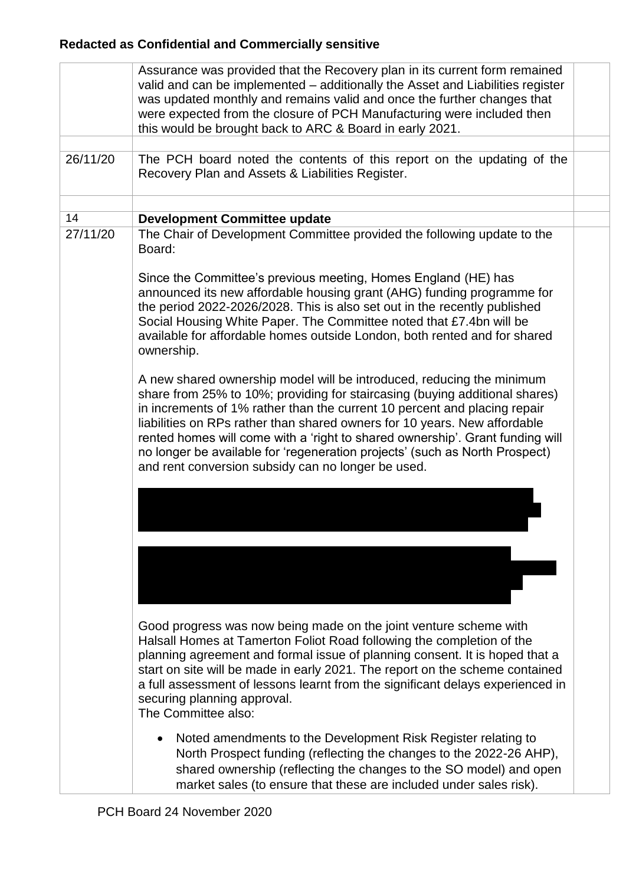**Redacted as Confidential and Commercially sensitive**

| | | |
|---|---|---|
| | Assurance was provided that the Recovery plan in its current form remained valid and can be implemented – additionally the Asset and Liabilities register was updated monthly and remains valid and once the further changes that were expected from the closure of PCH Manufacturing were included then this would be brought back to ARC & Board in early 2021. | |
| | | |
| 26/11/20 | The PCH board noted the contents of this report on the updating of the Recovery Plan and Assets & Liabilities Register. | |
| | | |
| 14 | **Development Committee update** | |
| 27/11/20 | The Chair of Development Committee provided the following update to the Board:<br><br>Since the Committee's previous meeting, Homes England (HE) has announced its new affordable housing grant (AHG) funding programme for the period 2022-2026/2028. This is also set out in the recently published Social Housing White Paper. The Committee noted that £7.4bn will be available for affordable homes outside London, both rented and for shared ownership.<br><br>A new shared ownership model will be introduced, reducing the minimum share from 25% to 10%; providing for staircasing (buying additional shares) in increments of 1% rather than the current 10 percent and placing repair liabilities on RPs rather than shared owners for 10 years. New affordable rented homes will come with a 'right to shared ownership'. Grant funding will no longer be available for 'regeneration projects' (such as North Prospect) and rent conversion subsidy can no longer be used.<br><br>[Redacted]<br><br>[Redacted]<br><br>Good progress was now being made on the joint venture scheme with Halsall Homes at Tamerton Foliot Road following the completion of the planning agreement and formal issue of planning consent. It is hoped that a start on site will be made in early 2021. The report on the scheme contained a full assessment of lessons learnt from the significant delays experienced in securing planning approval.<br>The Committee also:<br><br>• Noted amendments to the Development Risk Register relating to North Prospect funding (reflecting the changes to the 2022-26 AHP), shared ownership (reflecting the changes to the SO model) and open market sales (to ensure that these are included under sales risk). | |

PCH Board 24 November 2020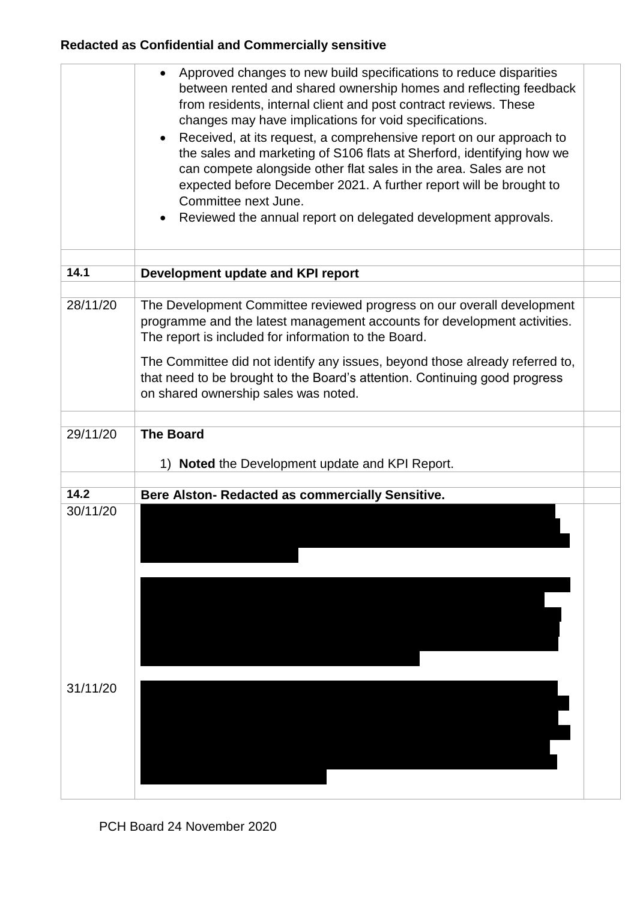**Redacted as Confidential and Commercially sensitive**

| | | |
|---|---|---|
| | • Approved changes to new build specifications to reduce disparities between rented and shared ownership homes and reflecting feedback from residents, internal client and post contract reviews. These changes may have implications for void specifications.<br>• Received, at its request, a comprehensive report on our approach to the sales and marketing of S106 flats at Sherford, identifying how we can compete alongside other flat sales in the area. Sales are not expected before December 2021. A further report will be brought to Committee next June.<br>• Reviewed the annual report on delegated development approvals. | |
| | | |
| **14.1** | **Development update and KPI report** | |
| | | |
| 28/11/20 | The Development Committee reviewed progress on our overall development programme and the latest management accounts for development activities. The report is included for information to the Board.<br><br>The Committee did not identify any issues, beyond those already referred to, that need to be brought to the Board's attention. Continuing good progress on shared ownership sales was noted. | |
| | | |
| 29/11/20 | **The Board**<br><br>1) **Noted** the Development update and KPI Report. | |
| | | |
| **14.2** | **Bere Alston- Redacted as commercially Sensitive.** | |
| 30/11/20<br><br><br><br><br><br><br>31/11/20 | | |

PCH Board 24 November 2020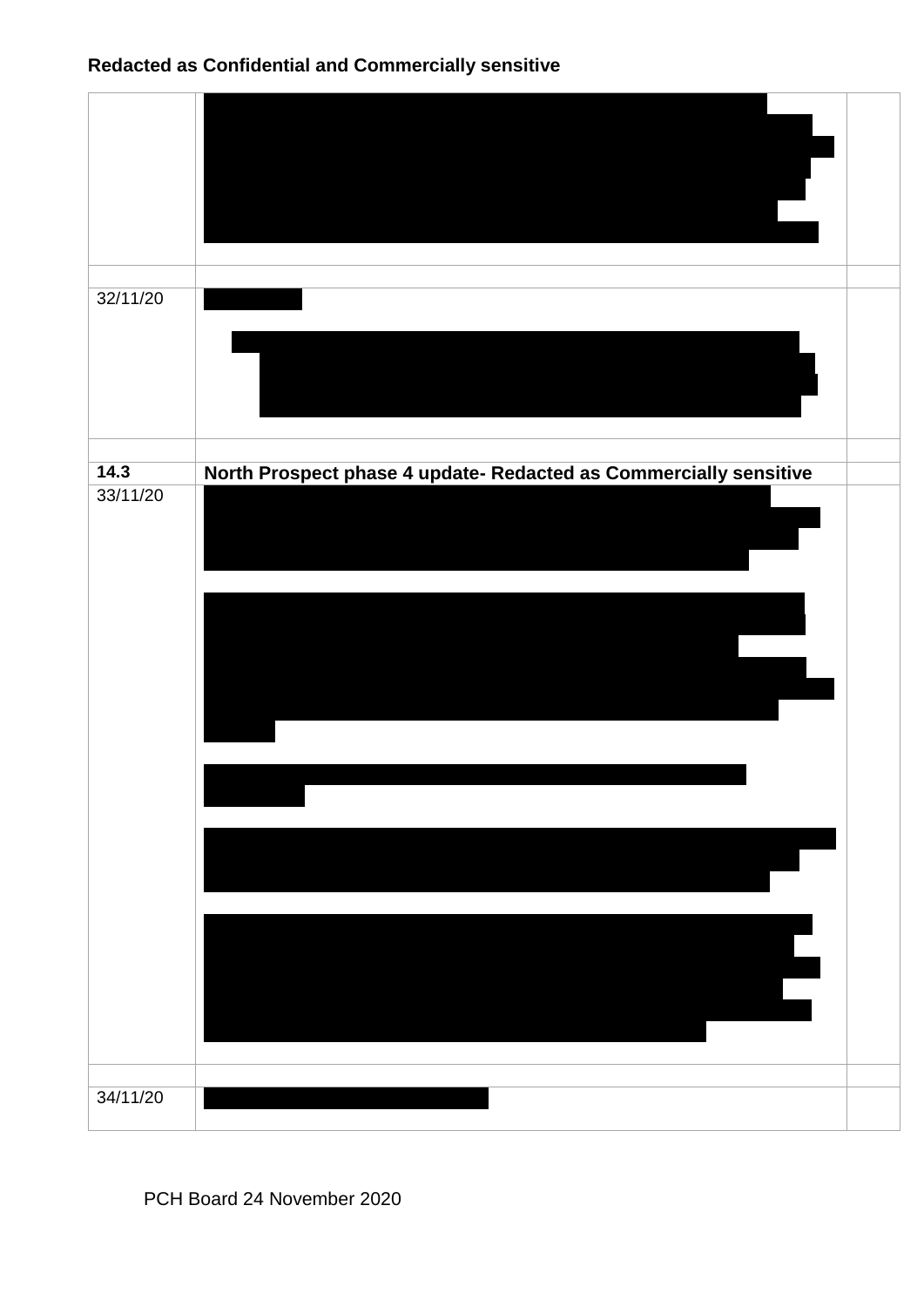**Redacted as Confidential and Commercially sensitive**

| | | |
|---|---|---|
| | | |
| | | |
| 32/11/20 | | |
| | | |
| **14.3** | **North Prospect phase 4 update- Redacted as Commercially sensitive** | |
| 33/11/20 | | |
| | | |
| 34/11/20 | | |

PCH Board 24 November 2020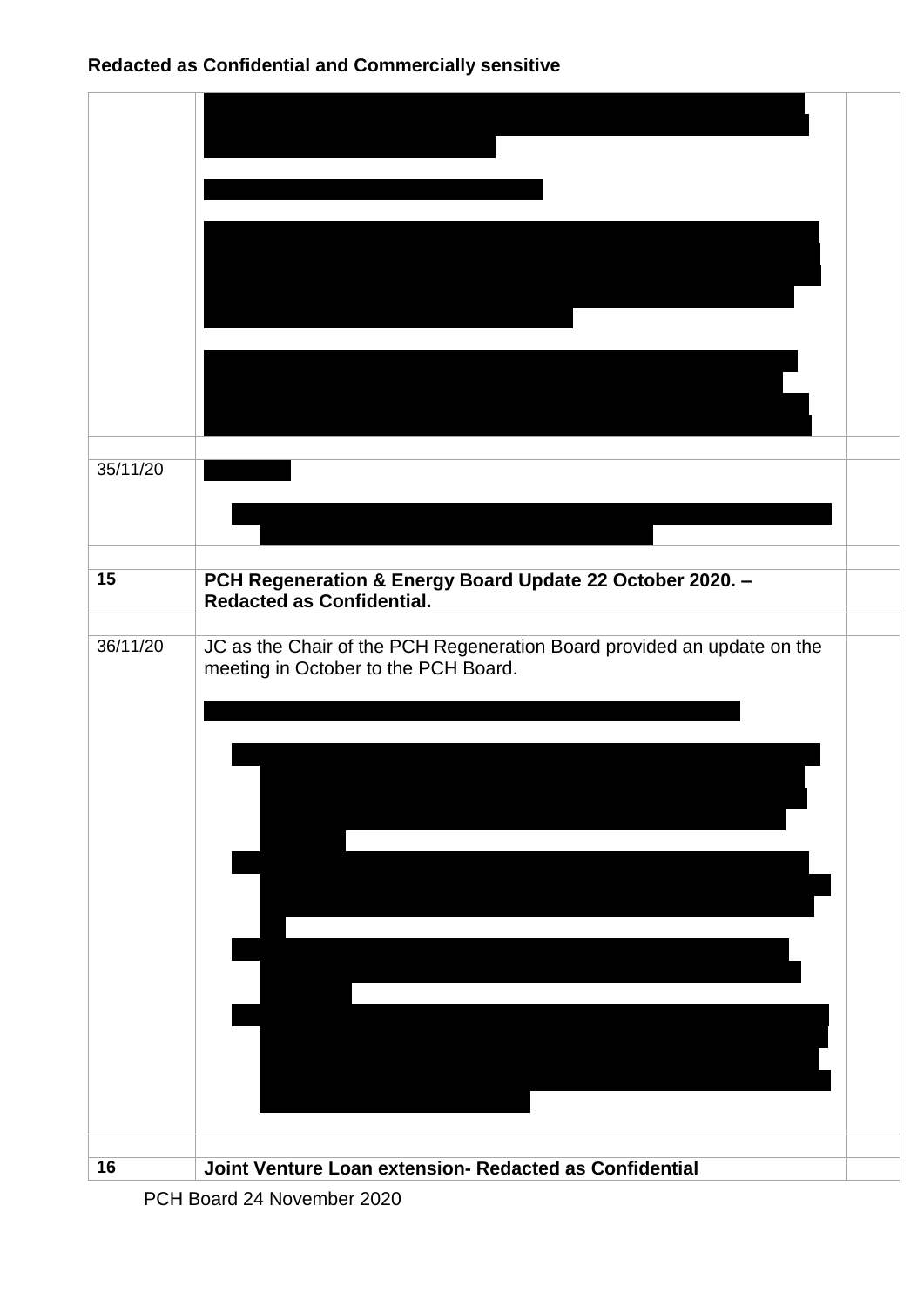**Redacted as Confidential and Commercially sensitive**

| | | |
|---|---|---|
| | | |
| | | |
| 35/11/20 | | |
| | | |
| **15** | **PCH Regeneration & Energy Board Update 22 October 2020. – Redacted as Confidential.** | |
| | | |
| 36/11/20 | JC as the Chair of the PCH Regeneration Board provided an update on the meeting in October to the PCH Board. | |
| | | |
| **16** | **Joint Venture Loan extension- Redacted as Confidential** | |

PCH Board 24 November 2020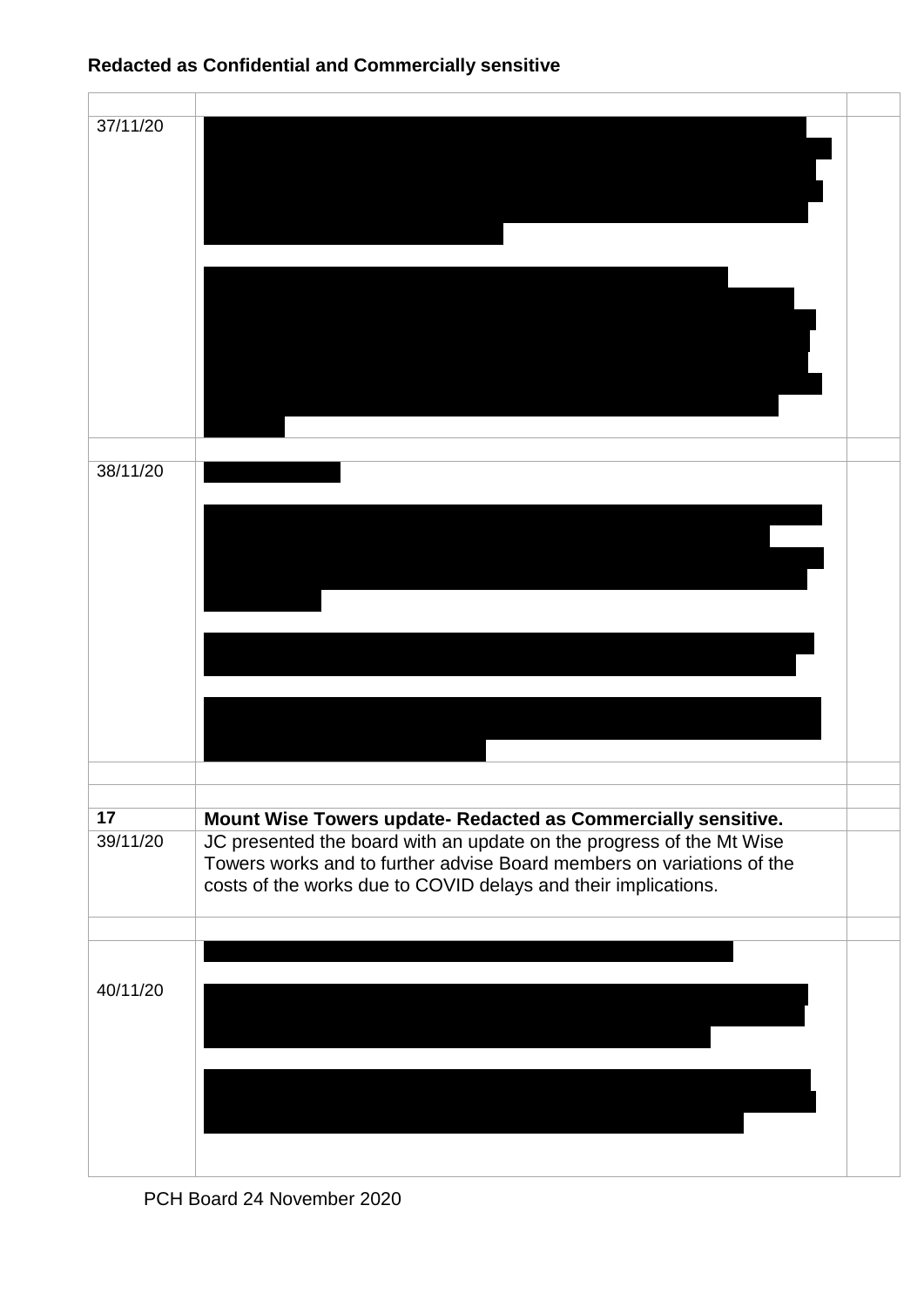**Redacted as Confidential and Commercially sensitive**

| | | |
|---|---|---|
| 37/11/20 | [redacted] | |
| 38/11/20 | [redacted] | |
| | | |
| **17** | **Mount Wise Towers update- Redacted as Commercially sensitive.** | |
| 39/11/20 | JC presented the board with an update on the progress of the Mt Wise Towers works and to further advise Board members on variations of the costs of the works due to COVID delays and their implications. | |
| | | |
| 40/11/20 | [redacted] | |

PCH Board 24 November 2020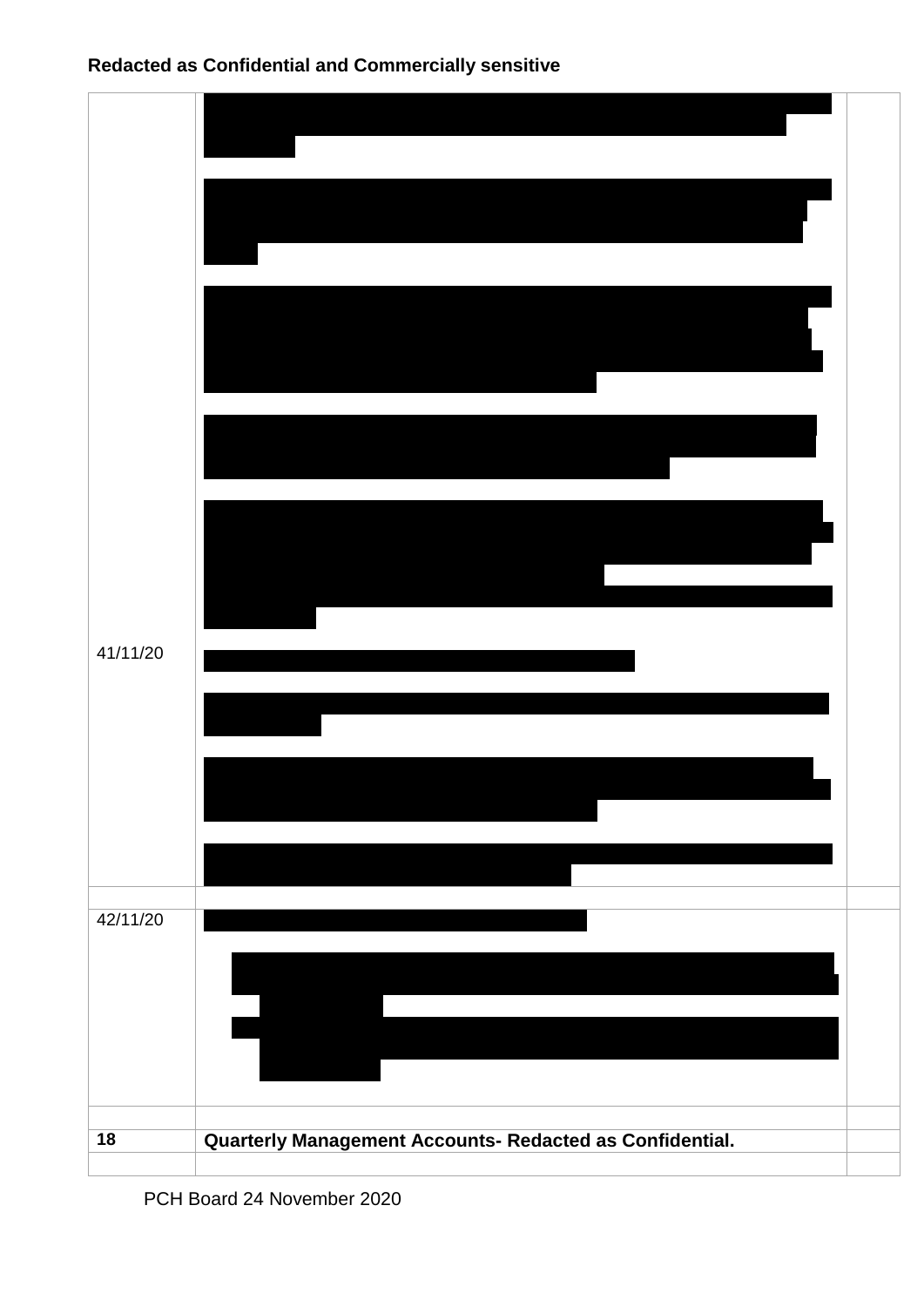**Redacted as Confidential and Commercially sensitive**

| | | |
|---|---|---|
| 41/11/20 | | |
| | | |
| 42/11/20 | | |
| | | |
| **18** | **Quarterly Management Accounts- Redacted as Confidential.** | |
| | | |

PCH Board 24 November 2020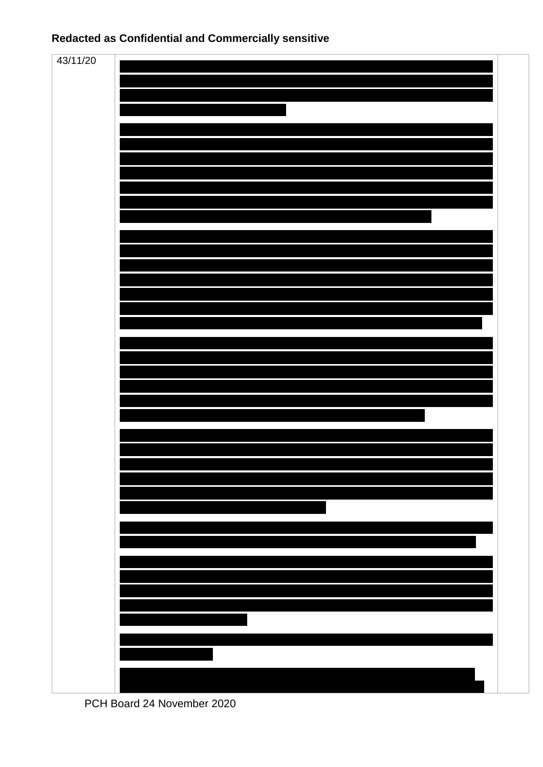**Redacted as Confidential and Commercially sensitive**

| 43/11/20 | | |
|---|---|---|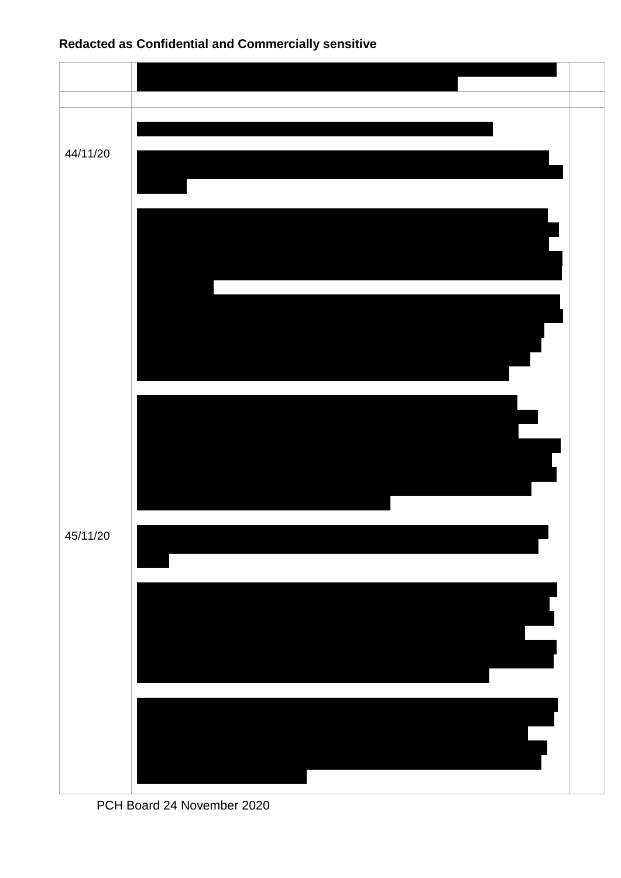**Redacted as Confidential and Commercially sensitive**

| | | |
|---|---|---|
| | | |
| | | |
| 44/11/20 | | |
| 45/11/20 | | |

PCH Board 24 November 2020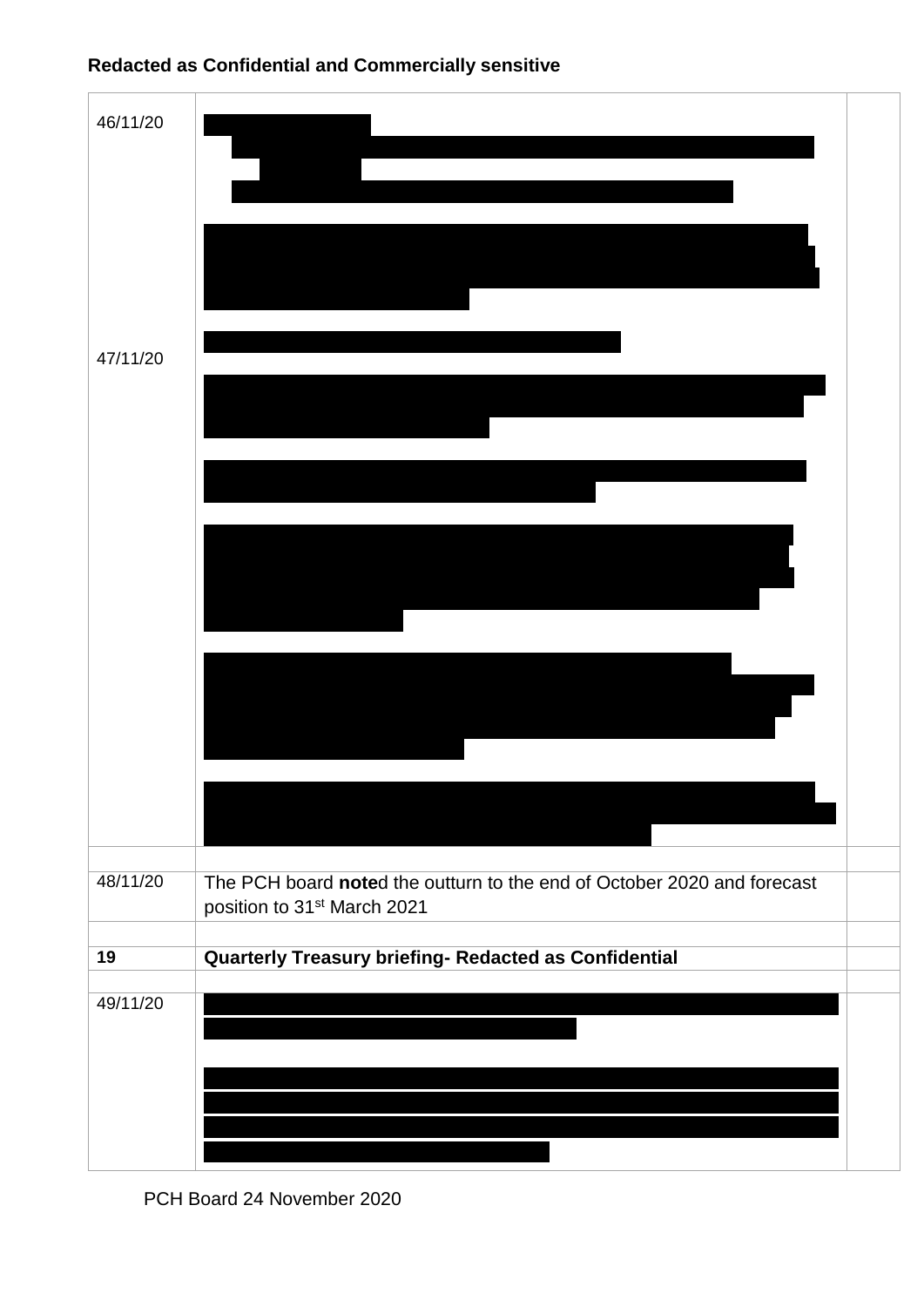**Redacted as Confidential and Commercially sensitive**

| | | |
|---|---|---|
| 46/11/20 | | |
| 47/11/20 | | |
| | | |
| 48/11/20 | The PCH board **note**d the outturn to the end of October 2020 and forecast position to 31st March 2021 | |
| | | |
| **19** | **Quarterly Treasury briefing- Redacted as Confidential** | |
| | | |
| 49/11/20 | | |

PCH Board 24 November 2020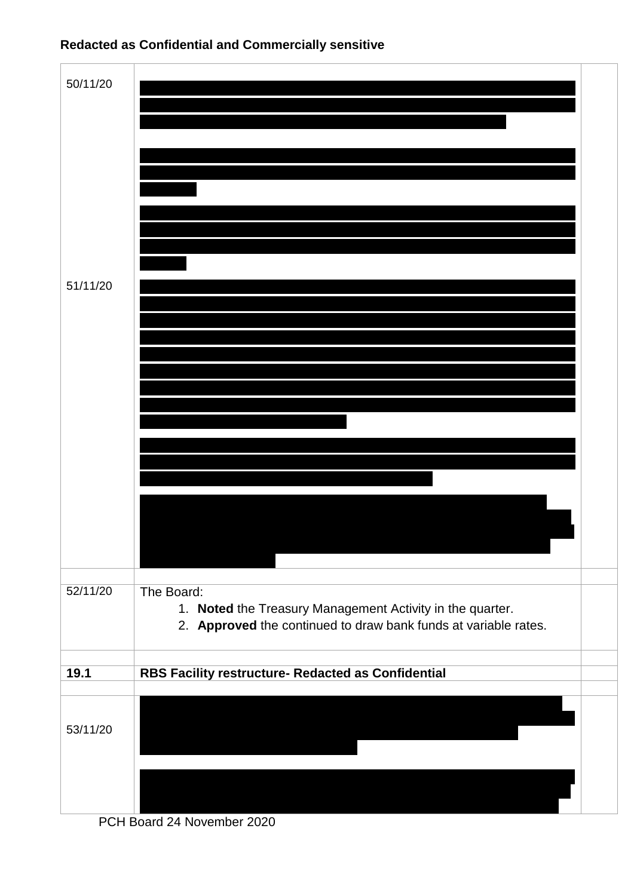**Redacted as Confidential and Commercially sensitive**

| | | |
|---|---|---|
| 50/11/20 | [REDACTED] | |
| 51/11/20 | [REDACTED] | |
| | | |
| 52/11/20 | The Board:<br>1. **Noted** the Treasury Management Activity in the quarter.<br>2. **Approved** the continued to draw bank funds at variable rates. | |
| | | |
| **19.1** | **RBS Facility restructure- Redacted as Confidential** | |
| | | |
| 53/11/20 | [REDACTED] | |

PCH Board 24 November 2020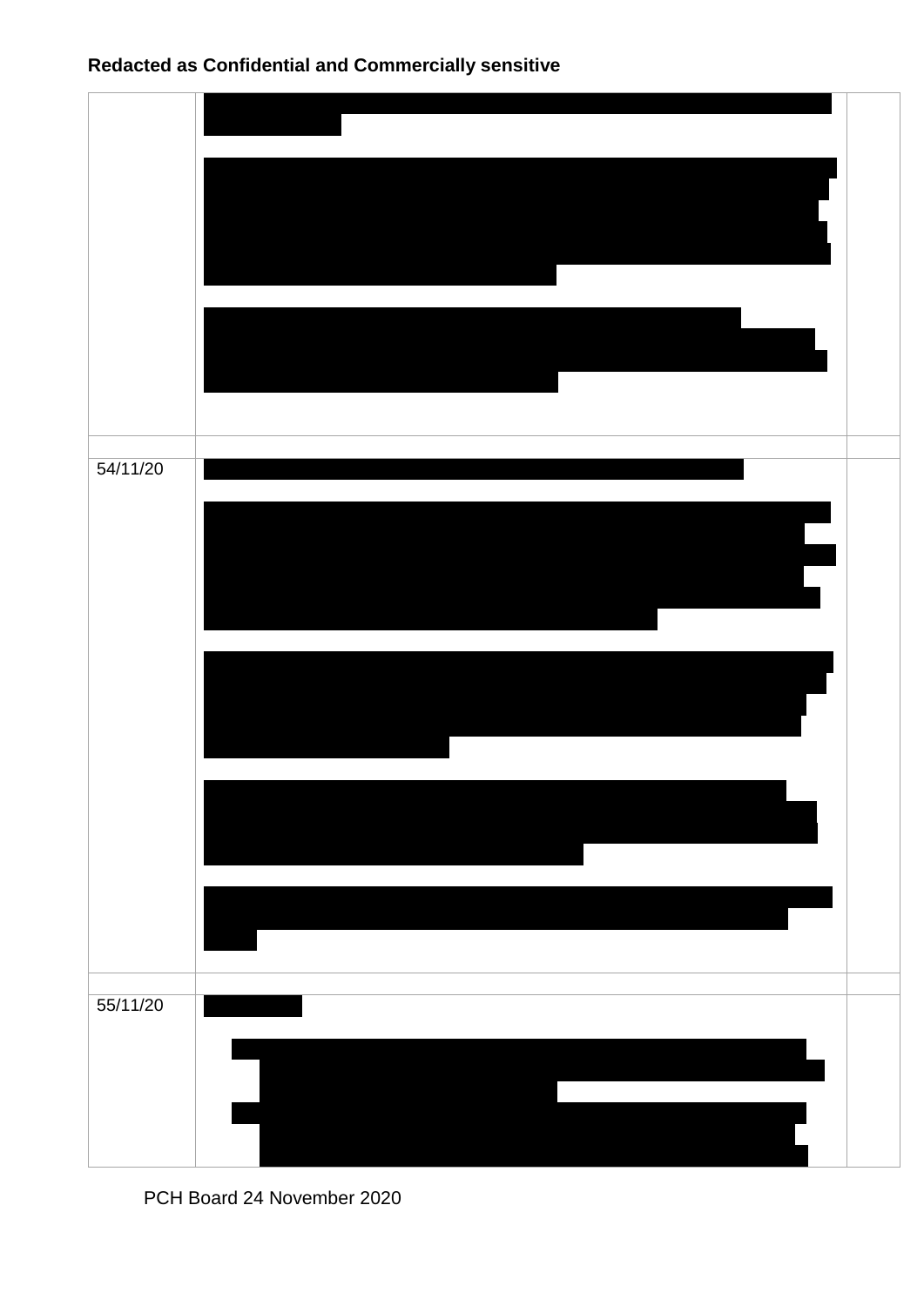**Redacted as Confidential and Commercially sensitive**

| | | |
|---|---|---|
| | | |
| | | |
| 54/11/20 | | |
| | | |
| 55/11/20 | | |

PCH Board 24 November 2020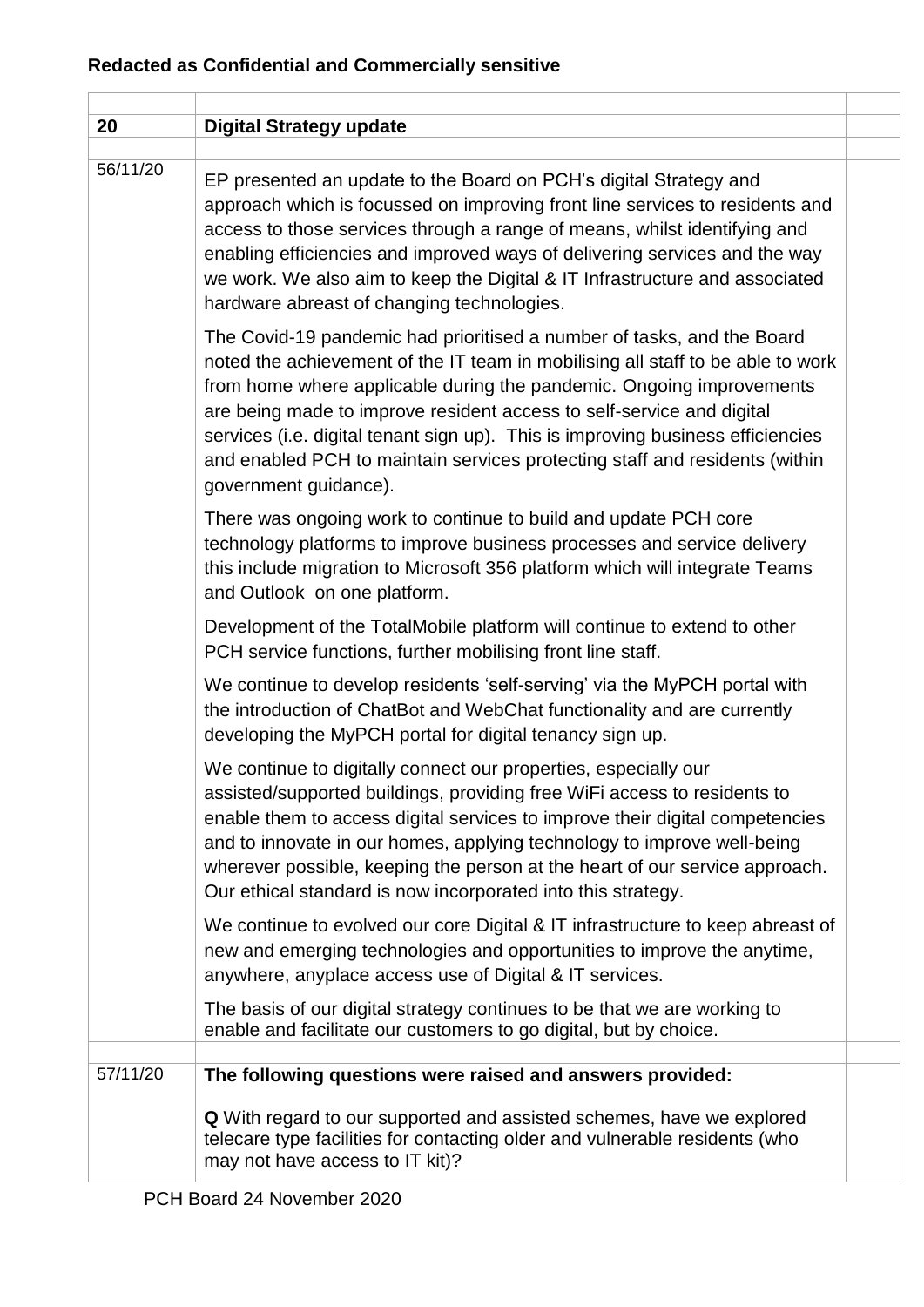**Redacted as Confidential and Commercially sensitive**

| | | |
|---|---|---|
| **20** | **Digital Strategy update** | |
| 56/11/20 | EP presented an update to the Board on PCH's digital Strategy and approach which is focussed on improving front line services to residents and access to those services through a range of means, whilst identifying and enabling efficiencies and improved ways of delivering services and the way we work. We also aim to keep the Digital & IT Infrastructure and associated hardware abreast of changing technologies.<br><br>The Covid-19 pandemic had prioritised a number of tasks, and the Board noted the achievement of the IT team in mobilising all staff to be able to work from home where applicable during the pandemic. Ongoing improvements are being made to improve resident access to self-service and digital services (i.e. digital tenant sign up). This is improving business efficiencies and enabled PCH to maintain services protecting staff and residents (within government guidance).<br><br>There was ongoing work to continue to build and update PCH core technology platforms to improve business processes and service delivery this include migration to Microsoft 356 platform which will integrate Teams and Outlook on one platform.<br><br>Development of the TotalMobile platform will continue to extend to other PCH service functions, further mobilising front line staff.<br><br>We continue to develop residents 'self-serving' via the MyPCH portal with the introduction of ChatBot and WebChat functionality and are currently developing the MyPCH portal for digital tenancy sign up.<br><br>We continue to digitally connect our properties, especially our assisted/supported buildings, providing free WiFi access to residents to enable them to access digital services to improve their digital competencies and to innovate in our homes, applying technology to improve well-being wherever possible, keeping the person at the heart of our service approach. Our ethical standard is now incorporated into this strategy.<br><br>We continue to evolved our core Digital & IT infrastructure to keep abreast of new and emerging technologies and opportunities to improve the anytime, anywhere, anyplace access use of Digital & IT services.<br><br>The basis of our digital strategy continues to be that we are working to enable and facilitate our customers to go digital, but by choice. | |
| 57/11/20 | **The following questions were raised and answers provided:**<br><br>**Q** With regard to our supported and assisted schemes, have we explored telecare type facilities for contacting older and vulnerable residents (who may not have access to IT kit)? | |

PCH Board 24 November 2020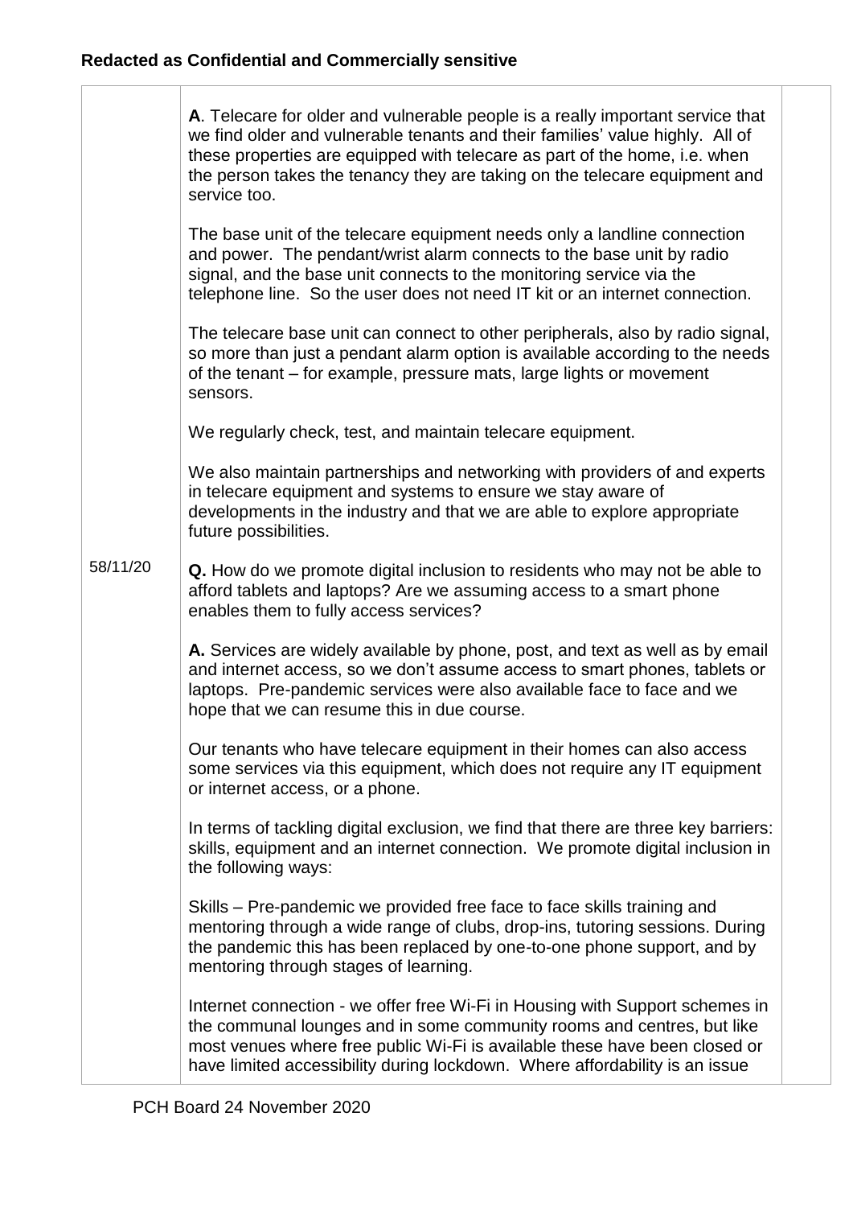**Redacted as Confidential and Commercially sensitive**

| | | |
|---|---|---|
| | **A**. Telecare for older and vulnerable people is a really important service that we find older and vulnerable tenants and their families' value highly. All of these properties are equipped with telecare as part of the home, i.e. when the person takes the tenancy they are taking on the telecare equipment and service too.<br><br>The base unit of the telecare equipment needs only a landline connection and power. The pendant/wrist alarm connects to the base unit by radio signal, and the base unit connects to the monitoring service via the telephone line. So the user does not need IT kit or an internet connection.<br><br>The telecare base unit can connect to other peripherals, also by radio signal, so more than just a pendant alarm option is available according to the needs of the tenant – for example, pressure mats, large lights or movement sensors.<br><br>We regularly check, test, and maintain telecare equipment.<br><br>We also maintain partnerships and networking with providers of and experts in telecare equipment and systems to ensure we stay aware of developments in the industry and that we are able to explore appropriate future possibilities. | |
| 58/11/20 | **Q.** How do we promote digital inclusion to residents who may not be able to afford tablets and laptops? Are we assuming access to a smart phone enables them to fully access services?<br><br>**A.** Services are widely available by phone, post, and text as well as by email and internet access, so we don't assume access to smart phones, tablets or laptops. Pre-pandemic services were also available face to face and we hope that we can resume this in due course.<br><br>Our tenants who have telecare equipment in their homes can also access some services via this equipment, which does not require any IT equipment or internet access, or a phone.<br><br>In terms of tackling digital exclusion, we find that there are three key barriers: skills, equipment and an internet connection. We promote digital inclusion in the following ways:<br><br>Skills – Pre-pandemic we provided free face to face skills training and mentoring through a wide range of clubs, drop-ins, tutoring sessions. During the pandemic this has been replaced by one-to-one phone support, and by mentoring through stages of learning.<br><br>Internet connection - we offer free Wi-Fi in Housing with Support schemes in the communal lounges and in some community rooms and centres, but like most venues where free public Wi-Fi is available these have been closed or have limited accessibility during lockdown. Where affordability is an issue | |

PCH Board 24 November 2020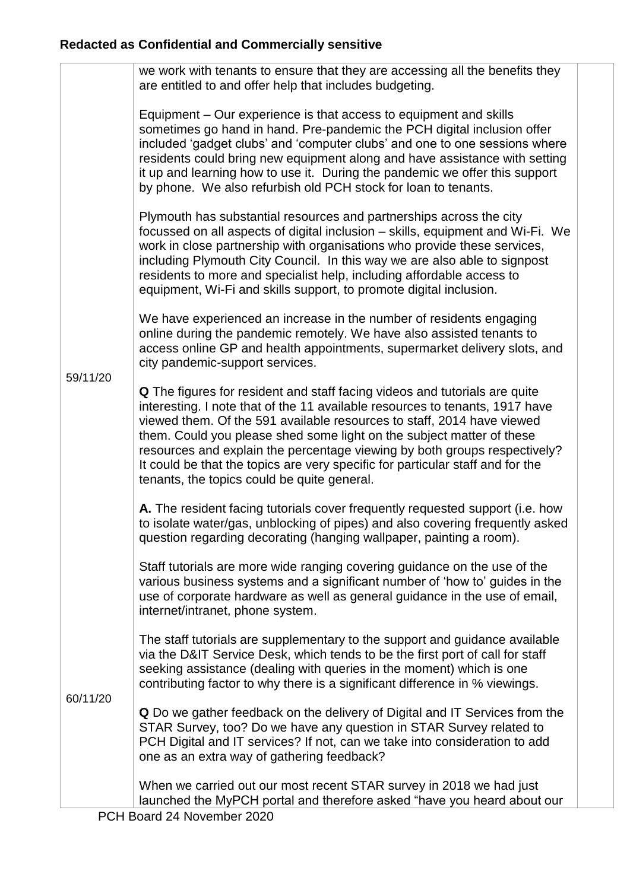**Redacted as Confidential and Commercially sensitive**

| | | |
|---|---|---|
| 59/11/20 | we work with tenants to ensure that they are accessing all the benefits they are entitled to and offer help that includes budgeting.<br><br>Equipment – Our experience is that access to equipment and skills sometimes go hand in hand. Pre-pandemic the PCH digital inclusion offer included 'gadget clubs' and 'computer clubs' and one to one sessions where residents could bring new equipment along and have assistance with setting it up and learning how to use it. During the pandemic we offer this support by phone. We also refurbish old PCH stock for loan to tenants.<br><br>Plymouth has substantial resources and partnerships across the city focussed on all aspects of digital inclusion – skills, equipment and Wi-Fi. We work in close partnership with organisations who provide these services, including Plymouth City Council. In this way we are also able to signpost residents to more and specialist help, including affordable access to equipment, Wi-Fi and skills support, to promote digital inclusion.<br><br>We have experienced an increase in the number of residents engaging online during the pandemic remotely. We have also assisted tenants to access online GP and health appointments, supermarket delivery slots, and city pandemic-support services.<br><br>**Q** The figures for resident and staff facing videos and tutorials are quite interesting. I note that of the 11 available resources to tenants, 1917 have viewed them. Of the 591 available resources to staff, 2014 have viewed them. Could you please shed some light on the subject matter of these resources and explain the percentage viewing by both groups respectively? It could be that the topics are very specific for particular staff and for the tenants, the topics could be quite general.<br><br>**A.** The resident facing tutorials cover frequently requested support (i.e. how to isolate water/gas, unblocking of pipes) and also covering frequently asked question regarding decorating (hanging wallpaper, painting a room).<br><br>Staff tutorials are more wide ranging covering guidance on the use of the various business systems and a significant number of 'how to' guides in the use of corporate hardware as well as general guidance in the use of email, internet/intranet, phone system.<br><br>The staff tutorials are supplementary to the support and guidance available via the D&IT Service Desk, which tends to be the first port of call for staff seeking assistance (dealing with queries in the moment) which is one contributing factor to why there is a significant difference in % viewings. | |
| 60/11/20 | **Q** Do we gather feedback on the delivery of Digital and IT Services from the STAR Survey, too? Do we have any question in STAR Survey related to PCH Digital and IT services? If not, can we take into consideration to add one as an extra way of gathering feedback?<br><br>When we carried out our most recent STAR survey in 2018 we had just launched the MyPCH portal and therefore asked "have you heard about our | |

PCH Board 24 November 2020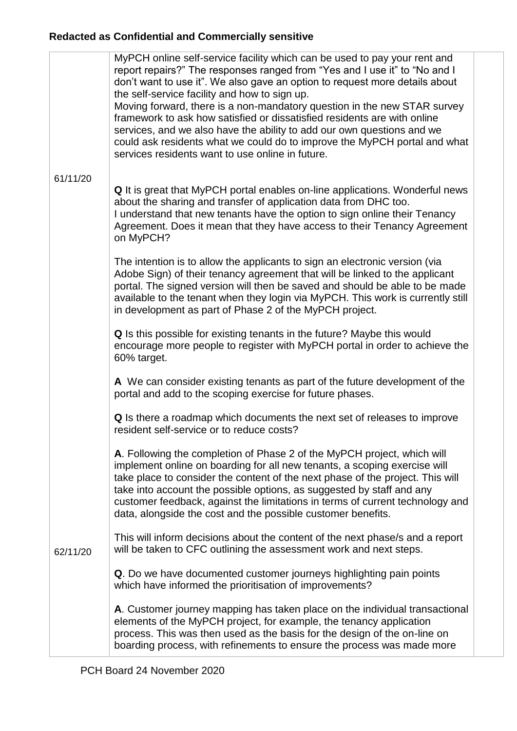**Redacted as Confidential and Commercially sensitive**

| | | |
|---|---|---|
| | MyPCH online self-service facility which can be used to pay your rent and report repairs?" The responses ranged from "Yes and I use it" to "No and I don't want to use it". We also gave an option to request more details about the self-service facility and how to sign up.<br>Moving forward, there is a non-mandatory question in the new STAR survey framework to ask how satisfied or dissatisfied residents are with online services, and we also have the ability to add our own questions and we could ask residents what we could do to improve the MyPCH portal and what services residents want to use online in future. | |
| 61/11/20 | **Q** It is great that MyPCH portal enables on-line applications. Wonderful news about the sharing and transfer of application data from DHC too.<br>I understand that new tenants have the option to sign online their Tenancy Agreement. Does it mean that they have access to their Tenancy Agreement on MyPCH?<br><br>The intention is to allow the applicants to sign an electronic version (via Adobe Sign) of their tenancy agreement that will be linked to the applicant portal. The signed version will then be saved and should be able to be made available to the tenant when they login via MyPCH. This work is currently still in development as part of Phase 2 of the MyPCH project.<br><br>**Q** Is this possible for existing tenants in the future? Maybe this would encourage more people to register with MyPCH portal in order to achieve the 60% target.<br><br>**A** We can consider existing tenants as part of the future development of the portal and add to the scoping exercise for future phases.<br><br>**Q** Is there a roadmap which documents the next set of releases to improve resident self-service or to reduce costs?<br><br>**A**. Following the completion of Phase 2 of the MyPCH project, which will implement online on boarding for all new tenants, a scoping exercise will take place to consider the content of the next phase of the project. This will take into account the possible options, as suggested by staff and any customer feedback, against the limitations in terms of current technology and data, alongside the cost and the possible customer benefits.<br><br>This will inform decisions about the content of the next phase/s and a report will be taken to CFC outlining the assessment work and next steps. | |
| 62/11/20 | **Q**. Do we have documented customer journeys highlighting pain points which have informed the prioritisation of improvements?<br><br>**A**. Customer journey mapping has taken place on the individual transactional elements of the MyPCH project, for example, the tenancy application process. This was then used as the basis for the design of the on-line on boarding process, with refinements to ensure the process was made more | |

PCH Board 24 November 2020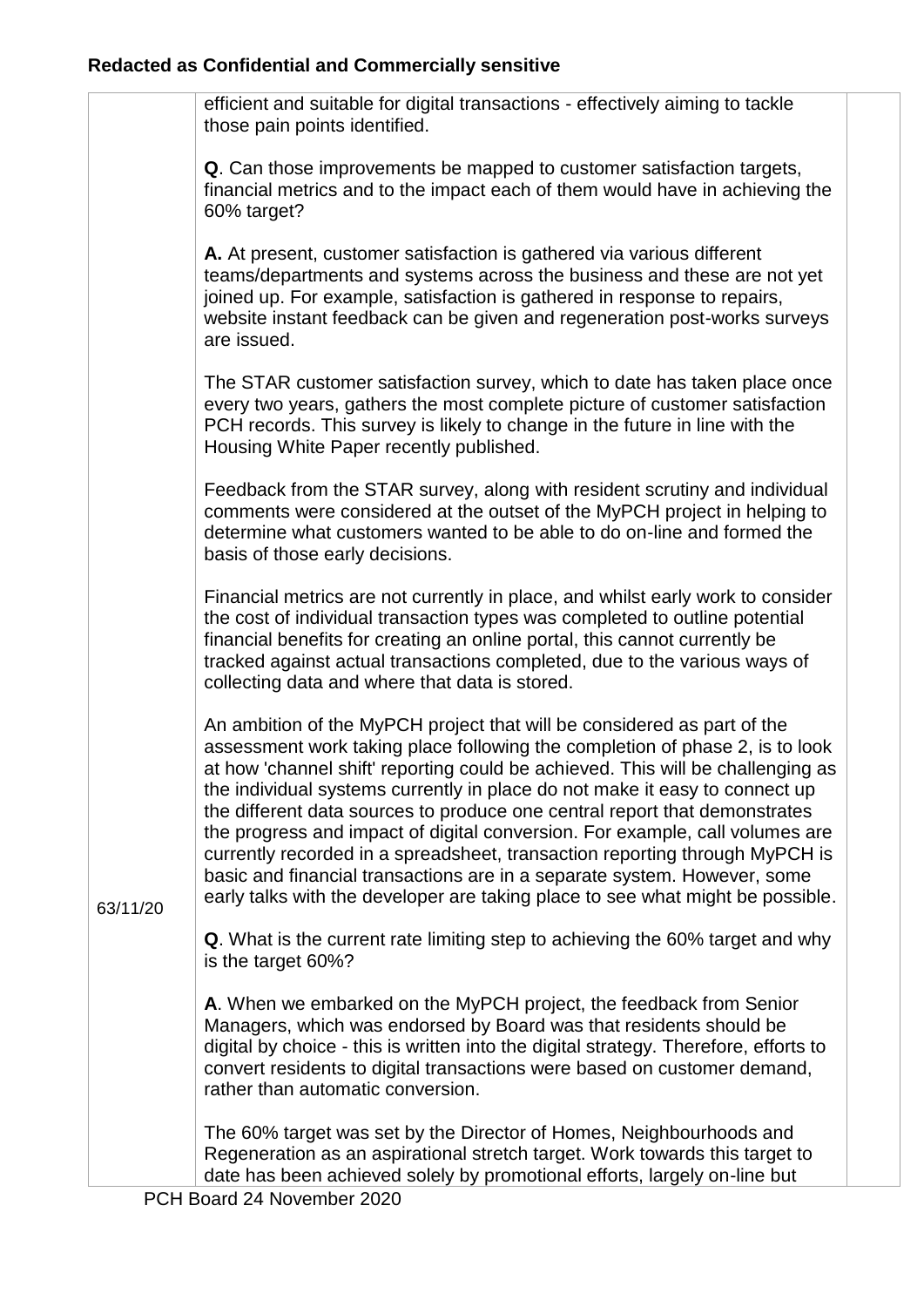| | | |
|---|---|---|
| 63/11/20 | efficient and suitable for digital transactions - effectively aiming to tackle those pain points identified.<br><br>**Q**. Can those improvements be mapped to customer satisfaction targets, financial metrics and to the impact each of them would have in achieving the 60% target?<br><br>**A.** At present, customer satisfaction is gathered via various different teams/departments and systems across the business and these are not yet joined up. For example, satisfaction is gathered in response to repairs, website instant feedback can be given and regeneration post-works surveys are issued.<br><br>The STAR customer satisfaction survey, which to date has taken place once every two years, gathers the most complete picture of customer satisfaction PCH records. This survey is likely to change in the future in line with the Housing White Paper recently published.<br><br>Feedback from the STAR survey, along with resident scrutiny and individual comments were considered at the outset of the MyPCH project in helping to determine what customers wanted to be able to do on-line and formed the basis of those early decisions.<br><br>Financial metrics are not currently in place, and whilst early work to consider the cost of individual transaction types was completed to outline potential financial benefits for creating an online portal, this cannot currently be tracked against actual transactions completed, due to the various ways of collecting data and where that data is stored.<br><br>An ambition of the MyPCH project that will be considered as part of the assessment work taking place following the completion of phase 2, is to look at how 'channel shift' reporting could be achieved. This will be challenging as the individual systems currently in place do not make it easy to connect up the different data sources to produce one central report that demonstrates the progress and impact of digital conversion. For example, call volumes are currently recorded in a spreadsheet, transaction reporting through MyPCH is basic and financial transactions are in a separate system. However, some early talks with the developer are taking place to see what might be possible.<br><br>**Q**. What is the current rate limiting step to achieving the 60% target and why is the target 60%?<br><br>**A**. When we embarked on the MyPCH project, the feedback from Senior Managers, which was endorsed by Board was that residents should be digital by choice - this is written into the digital strategy. Therefore, efforts to convert residents to digital transactions were based on customer demand, rather than automatic conversion.<br><br>The 60% target was set by the Director of Homes, Neighbourhoods and Regeneration as an aspirational stretch target. Work towards this target to date has been achieved solely by promotional efforts, largely on-line but | |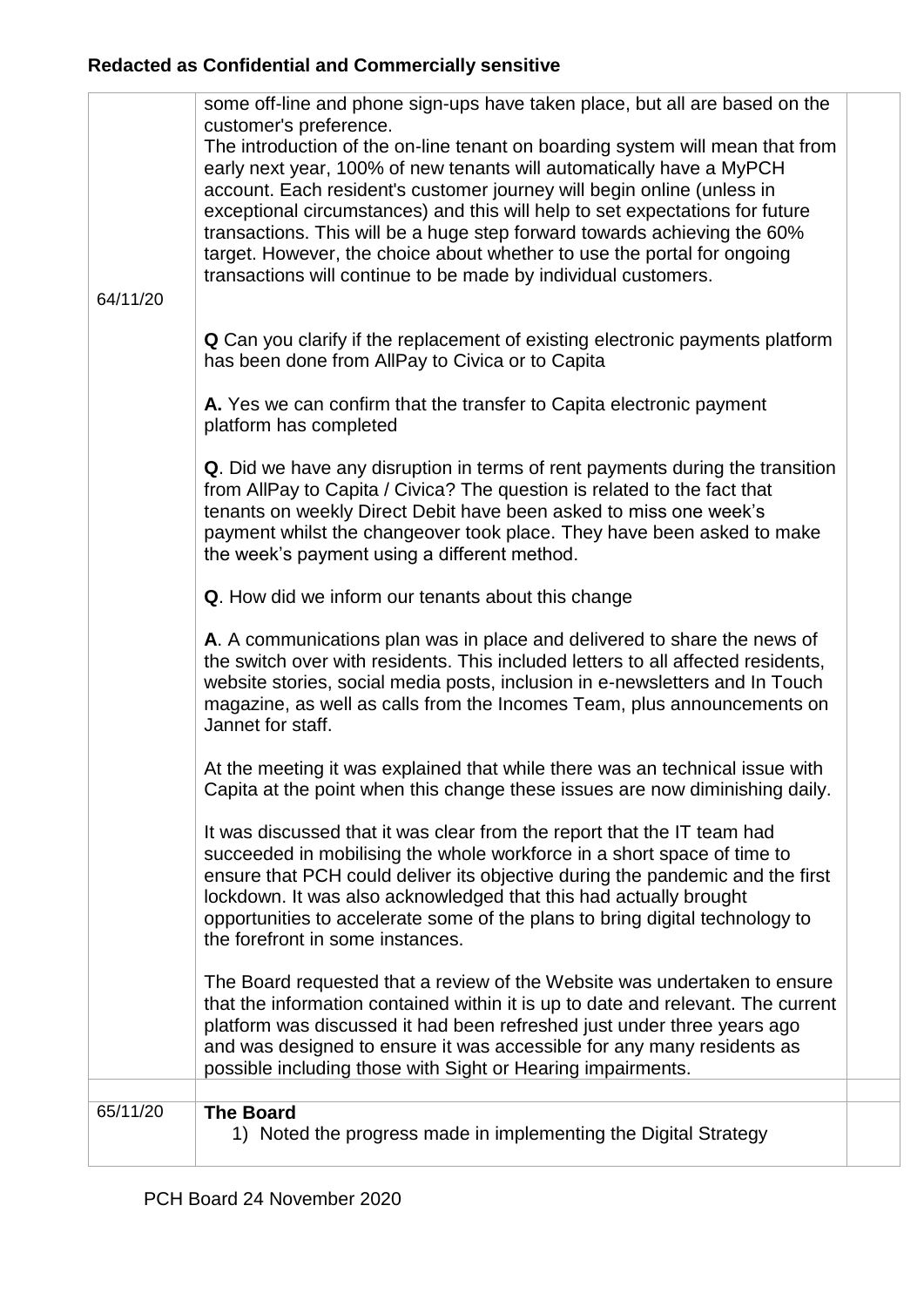**Redacted as Confidential and Commercially sensitive**

| | | |
|---|---|---|
| 64/11/20 | some off-line and phone sign-ups have taken place, but all are based on the customer's preference.<br>The introduction of the on-line tenant on boarding system will mean that from early next year, 100% of new tenants will automatically have a MyPCH account. Each resident's customer journey will begin online (unless in exceptional circumstances) and this will help to set expectations for future transactions. This will be a huge step forward towards achieving the 60% target. However, the choice about whether to use the portal for ongoing transactions will continue to be made by individual customers.<br><br>**Q** Can you clarify if the replacement of existing electronic payments platform has been done from AllPay to Civica or to Capita<br><br>**A.** Yes we can confirm that the transfer to Capita electronic payment platform has completed<br><br>**Q**. Did we have any disruption in terms of rent payments during the transition from AllPay to Capita / Civica? The question is related to the fact that tenants on weekly Direct Debit have been asked to miss one week's payment whilst the changeover took place. They have been asked to make the week's payment using a different method.<br><br>**Q**. How did we inform our tenants about this change<br><br>**A**. A communications plan was in place and delivered to share the news of the switch over with residents. This included letters to all affected residents, website stories, social media posts, inclusion in e-newsletters and In Touch magazine, as well as calls from the Incomes Team, plus announcements on Jannet for staff.<br><br>At the meeting it was explained that while there was an technical issue with Capita at the point when this change these issues are now diminishing daily.<br><br>It was discussed that it was clear from the report that the IT team had succeeded in mobilising the whole workforce in a short space of time to ensure that PCH could deliver its objective during the pandemic and the first lockdown. It was also acknowledged that this had actually brought opportunities to accelerate some of the plans to bring digital technology to the forefront in some instances.<br><br>The Board requested that a review of the Website was undertaken to ensure that the information contained within it is up to date and relevant. The current platform was discussed it had been refreshed just under three years ago and was designed to ensure it was accessible for any many residents as possible including those with Sight or Hearing impairments. | |
| | | |
| 65/11/20 | **The Board**<br>1) Noted the progress made in implementing the Digital Strategy | |

PCH Board 24 November 2020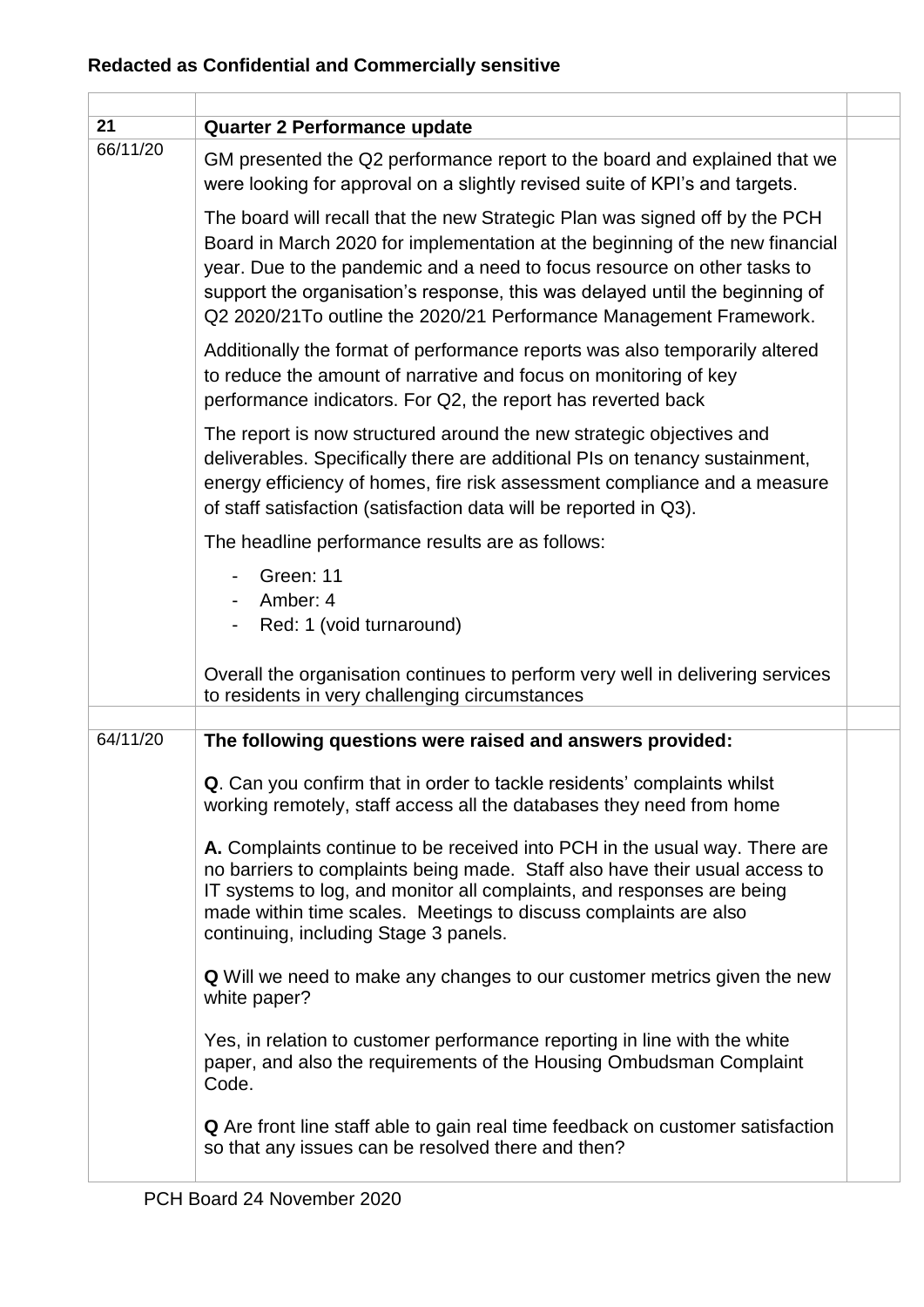**Redacted as Confidential and Commercially sensitive**

| | | |
|---|---|---|
| | | |
| **21** | **Quarter 2 Performance update** | |
| 66/11/20 | GM presented the Q2 performance report to the board and explained that we were looking for approval on a slightly revised suite of KPI's and targets.<br><br>The board will recall that the new Strategic Plan was signed off by the PCH Board in March 2020 for implementation at the beginning of the new financial year. Due to the pandemic and a need to focus resource on other tasks to support the organisation's response, this was delayed until the beginning of Q2 2020/21To outline the 2020/21 Performance Management Framework.<br><br>Additionally the format of performance reports was also temporarily altered to reduce the amount of narrative and focus on monitoring of key performance indicators. For Q2, the report has reverted back<br><br>The report is now structured around the new strategic objectives and deliverables. Specifically there are additional PIs on tenancy sustainment, energy efficiency of homes, fire risk assessment compliance and a measure of staff satisfaction (satisfaction data will be reported in Q3).<br><br>The headline performance results are as follows:<br><br>- Green: 11<br>- Amber: 4<br>- Red: 1 (void turnaround)<br><br>Overall the organisation continues to perform very well in delivering services to residents in very challenging circumstances | |
| | | |
| 64/11/20 | **The following questions were raised and answers provided:**<br><br>**Q**. Can you confirm that in order to tackle residents' complaints whilst working remotely, staff access all the databases they need from home<br><br>**A.** Complaints continue to be received into PCH in the usual way. There are no barriers to complaints being made. Staff also have their usual access to IT systems to log, and monitor all complaints, and responses are being made within time scales. Meetings to discuss complaints are also continuing, including Stage 3 panels.<br><br>**Q** Will we need to make any changes to our customer metrics given the new white paper?<br><br>Yes, in relation to customer performance reporting in line with the white paper, and also the requirements of the Housing Ombudsman Complaint Code.<br><br>**Q** Are front line staff able to gain real time feedback on customer satisfaction so that any issues can be resolved there and then? | |

PCH Board 24 November 2020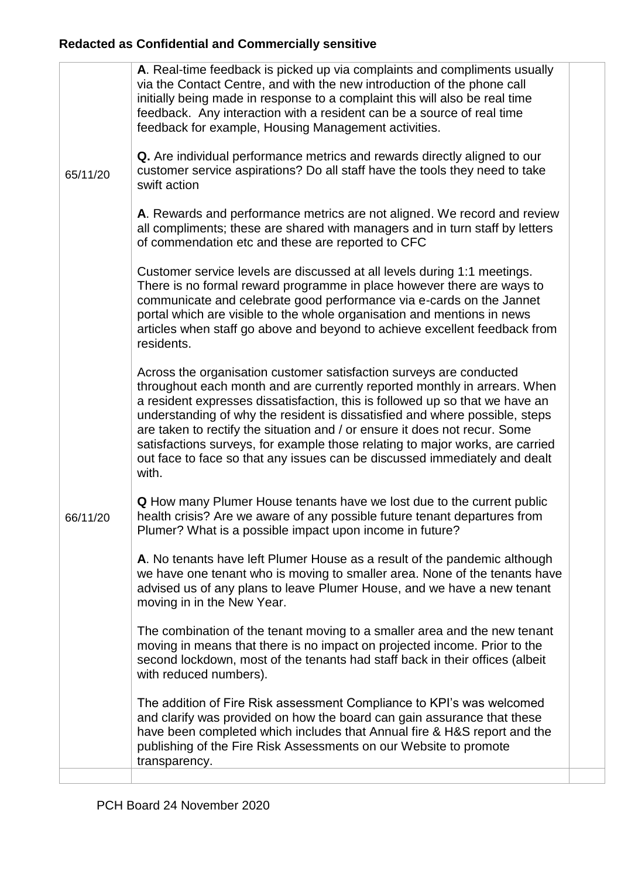**Redacted as Confidential and Commercially sensitive**

| | | |
|---|---|---|
| | **A**. Real-time feedback is picked up via complaints and compliments usually via the Contact Centre, and with the new introduction of the phone call initially being made in response to a complaint this will also be real time feedback. Any interaction with a resident can be a source of real time feedback for example, Housing Management activities. | |
| 65/11/20 | **Q.** Are individual performance metrics and rewards directly aligned to our customer service aspirations? Do all staff have the tools they need to take swift action<br><br>**A**. Rewards and performance metrics are not aligned. We record and review all compliments; these are shared with managers and in turn staff by letters of commendation etc and these are reported to CFC<br><br>Customer service levels are discussed at all levels during 1:1 meetings. There is no formal reward programme in place however there are ways to communicate and celebrate good performance via e-cards on the Jannet portal which are visible to the whole organisation and mentions in news articles when staff go above and beyond to achieve excellent feedback from residents.<br><br>Across the organisation customer satisfaction surveys are conducted throughout each month and are currently reported monthly in arrears. When a resident expresses dissatisfaction, this is followed up so that we have an understanding of why the resident is dissatisfied and where possible, steps are taken to rectify the situation and / or ensure it does not recur. Some satisfactions surveys, for example those relating to major works, are carried out face to face so that any issues can be discussed immediately and dealt with. | |
| 66/11/20 | **Q** How many Plumer House tenants have we lost due to the current public health crisis? Are we aware of any possible future tenant departures from Plumer? What is a possible impact upon income in future?<br><br>**A**. No tenants have left Plumer House as a result of the pandemic although we have one tenant who is moving to smaller area. None of the tenants have advised us of any plans to leave Plumer House, and we have a new tenant moving in in the New Year.<br><br>The combination of the tenant moving to a smaller area and the new tenant moving in means that there is no impact on projected income. Prior to the second lockdown, most of the tenants had staff back in their offices (albeit with reduced numbers).<br><br>The addition of Fire Risk assessment Compliance to KPI's was welcomed and clarify was provided on how the board can gain assurance that these have been completed which includes that Annual fire & H&S report and the publishing of the Fire Risk Assessments on our Website to promote transparency. | |
| | | |

PCH Board 24 November 2020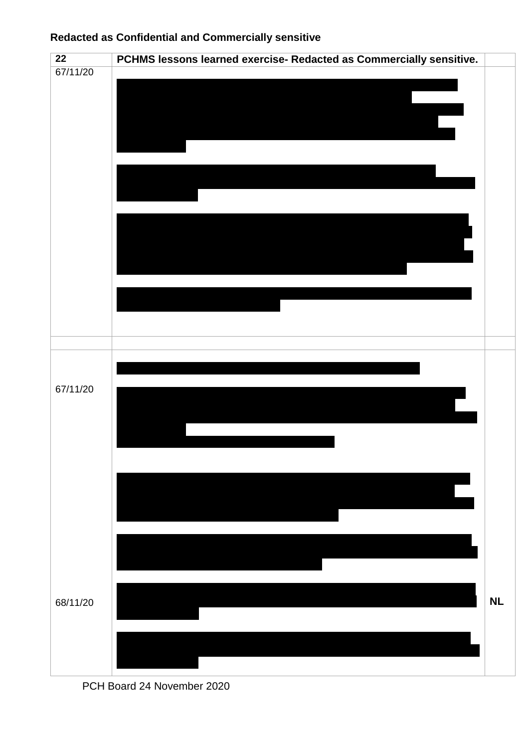**Redacted as Confidential and Commercially sensitive**

| 22 | PCHMS lessons learned exercise- Redacted as Commercially sensitive. | |
|---|---|---|
| 67/11/20 | | |
| | | |
| 67/11/20<br><br>68/11/20 | | NL |

PCH Board 24 November 2020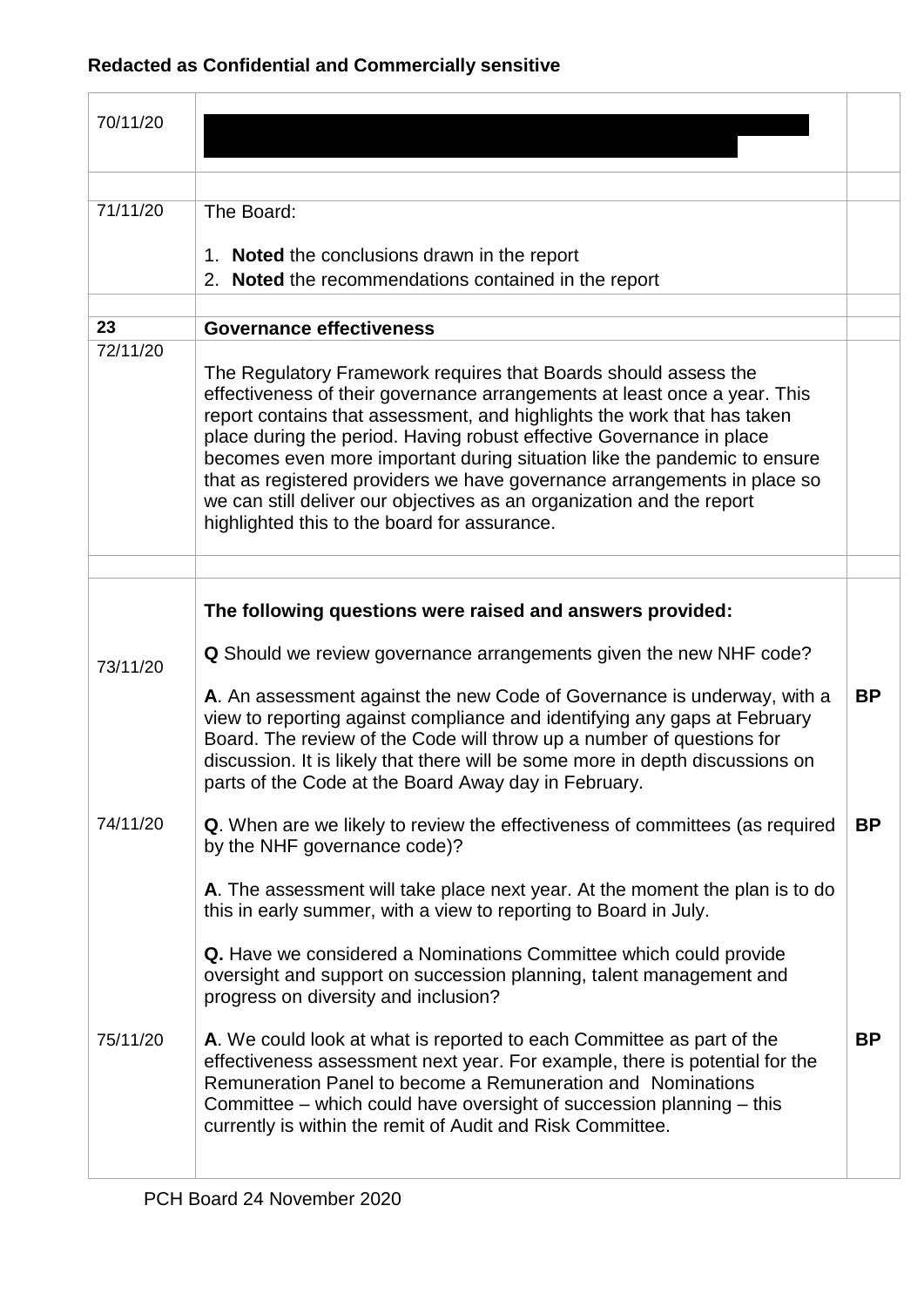**Redacted as Confidential and Commercially sensitive**

| | | |
|---|---|---|
| 70/11/20 | | |
| | | |
| 71/11/20 | The Board:<br><br>1. **Noted** the conclusions drawn in the report<br>2. **Noted** the recommendations contained in the report | |
| | | |
| **23** | **Governance effectiveness** | |
| 72/11/20 | The Regulatory Framework requires that Boards should assess the effectiveness of their governance arrangements at least once a year. This report contains that assessment, and highlights the work that has taken place during the period. Having robust effective Governance in place becomes even more important during situation like the pandemic to ensure that as registered providers we have governance arrangements in place so we can still deliver our objectives as an organization and the report highlighted this to the board for assurance. | |
| | | |
| | **The following questions were raised and answers provided:** | |
| 73/11/20 | **Q** Should we review governance arrangements given the new NHF code?<br><br>**A**. An assessment against the new Code of Governance is underway, with a view to reporting against compliance and identifying any gaps at February Board. The review of the Code will throw up a number of questions for discussion. It is likely that there will be some more in depth discussions on parts of the Code at the Board Away day in February. | **BP** |
| 74/11/20 | **Q**. When are we likely to review the effectiveness of committees (as required by the NHF governance code)?<br><br>**A**. The assessment will take place next year. At the moment the plan is to do this in early summer, with a view to reporting to Board in July. | **BP** |
| 75/11/20 | **Q.** Have we considered a Nominations Committee which could provide oversight and support on succession planning, talent management and progress on diversity and inclusion?<br><br>**A**. We could look at what is reported to each Committee as part of the effectiveness assessment next year. For example, there is potential for the Remuneration Panel to become a Remuneration and Nominations Committee – which could have oversight of succession planning – this currently is within the remit of Audit and Risk Committee. | **BP** |

PCH Board 24 November 2020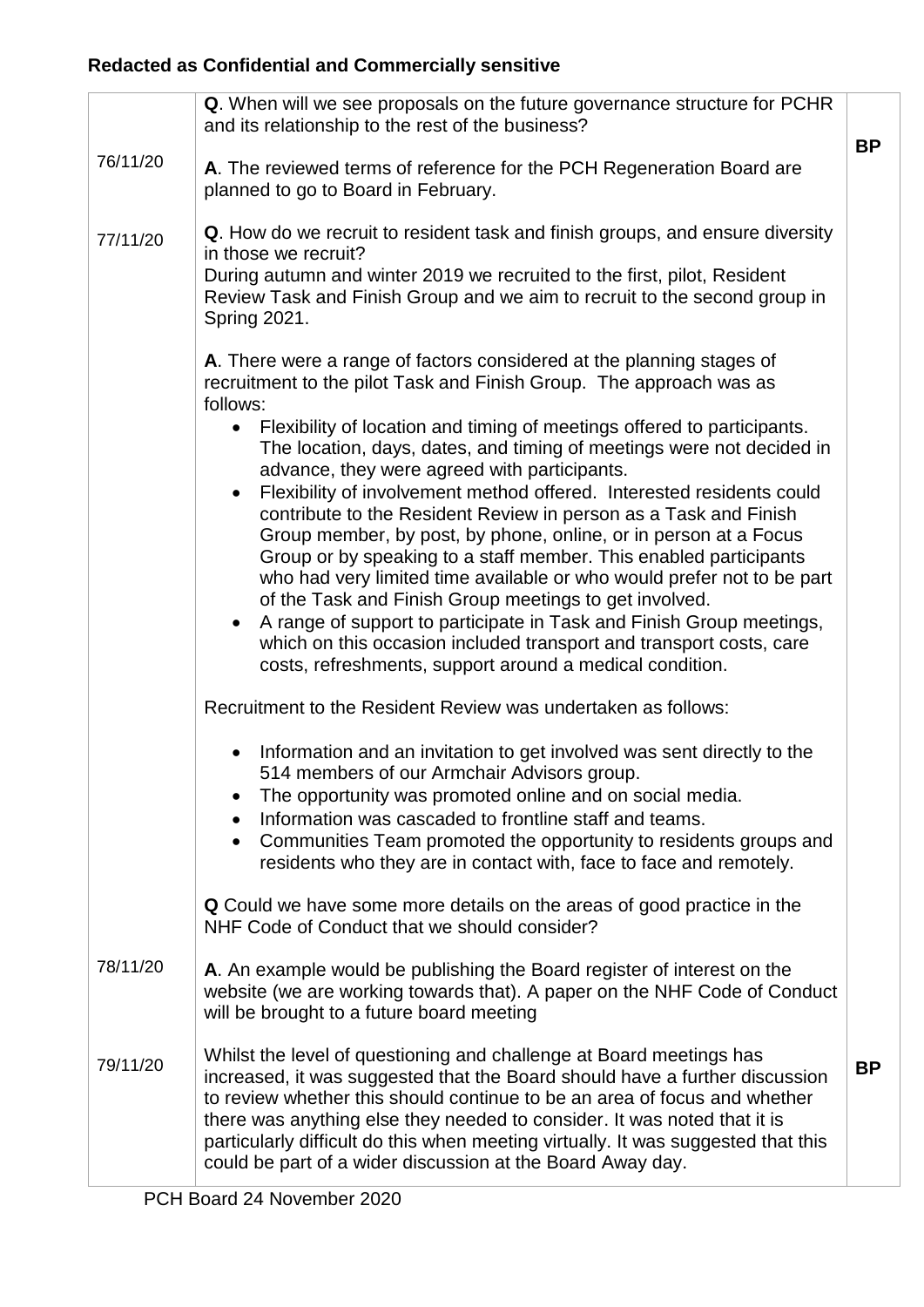**Redacted as Confidential and Commercially sensitive**

| | | |
|---|---|---|
| 76/11/20 | **Q**. When will we see proposals on the future governance structure for PCHR and its relationship to the rest of the business?<br><br>**A**. The reviewed terms of reference for the PCH Regeneration Board are planned to go to Board in February. | **BP** |
| 77/11/20 | **Q**. How do we recruit to resident task and finish groups, and ensure diversity in those we recruit?<br>During autumn and winter 2019 we recruited to the first, pilot, Resident Review Task and Finish Group and we aim to recruit to the second group in Spring 2021.<br><br>**A**. There were a range of factors considered at the planning stages of recruitment to the pilot Task and Finish Group. The approach was as follows:<br>• Flexibility of location and timing of meetings offered to participants. The location, days, dates, and timing of meetings were not decided in advance, they were agreed with participants.<br>• Flexibility of involvement method offered. Interested residents could contribute to the Resident Review in person as a Task and Finish Group member, by post, by phone, online, or in person at a Focus Group or by speaking to a staff member. This enabled participants who had very limited time available or who would prefer not to be part of the Task and Finish Group meetings to get involved.<br>• A range of support to participate in Task and Finish Group meetings, which on this occasion included transport and transport costs, care costs, refreshments, support around a medical condition.<br><br>Recruitment to the Resident Review was undertaken as follows:<br><br>• Information and an invitation to get involved was sent directly to the 514 members of our Armchair Advisors group.<br>• The opportunity was promoted online and on social media.<br>• Information was cascaded to frontline staff and teams.<br>• Communities Team promoted the opportunity to residents groups and residents who they are in contact with, face to face and remotely. | |
| 78/11/20 | **Q** Could we have some more details on the areas of good practice in the NHF Code of Conduct that we should consider?<br><br>**A**. An example would be publishing the Board register of interest on the website (we are working towards that). A paper on the NHF Code of Conduct will be brought to a future board meeting | |
| 79/11/20 | Whilst the level of questioning and challenge at Board meetings has increased, it was suggested that the Board should have a further discussion to review whether this should continue to be an area of focus and whether there was anything else they needed to consider. It was noted that it is particularly difficult do this when meeting virtually. It was suggested that this could be part of a wider discussion at the Board Away day. | **BP** |

PCH Board 24 November 2020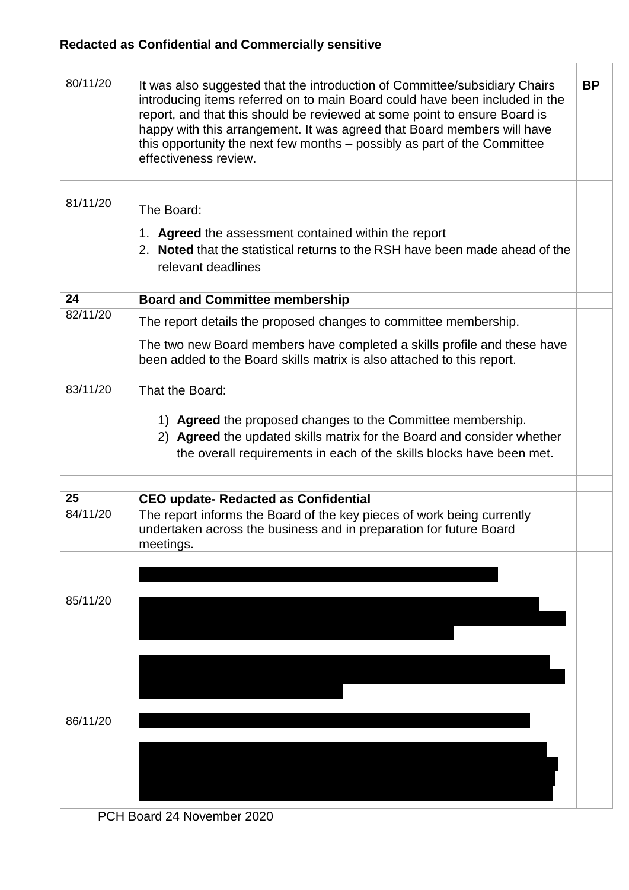**Redacted as Confidential and Commercially sensitive**

| | | |
|---|---|---|
| 80/11/20 | It was also suggested that the introduction of Committee/subsidiary Chairs introducing items referred on to main Board could have been included in the report, and that this should be reviewed at some point to ensure Board is happy with this arrangement. It was agreed that Board members will have this opportunity the next few months – possibly as part of the Committee effectiveness review. | **BP** |
| | | |
| 81/11/20 | The Board:<br>1. **Agreed** the assessment contained within the report<br>2. **Noted** that the statistical returns to the RSH have been made ahead of the relevant deadlines | |
| | | |
| **24** | **Board and Committee membership** | |
| 82/11/20 | The report details the proposed changes to committee membership.<br>The two new Board members have completed a skills profile and these have been added to the Board skills matrix is also attached to this report. | |
| | | |
| 83/11/20 | That the Board:<br>1) **Agreed** the proposed changes to the Committee membership.<br>2) **Agreed** the updated skills matrix for the Board and consider whether the overall requirements in each of the skills blocks have been met. | |
| | | |
| **25** | **CEO update- Redacted as Confidential** | |
| 84/11/20 | The report informs the Board of the key pieces of work being currently undertaken across the business and in preparation for future Board meetings. | |
| | | |
| 85/11/20<br><br>86/11/20 | | |

PCH Board 24 November 2020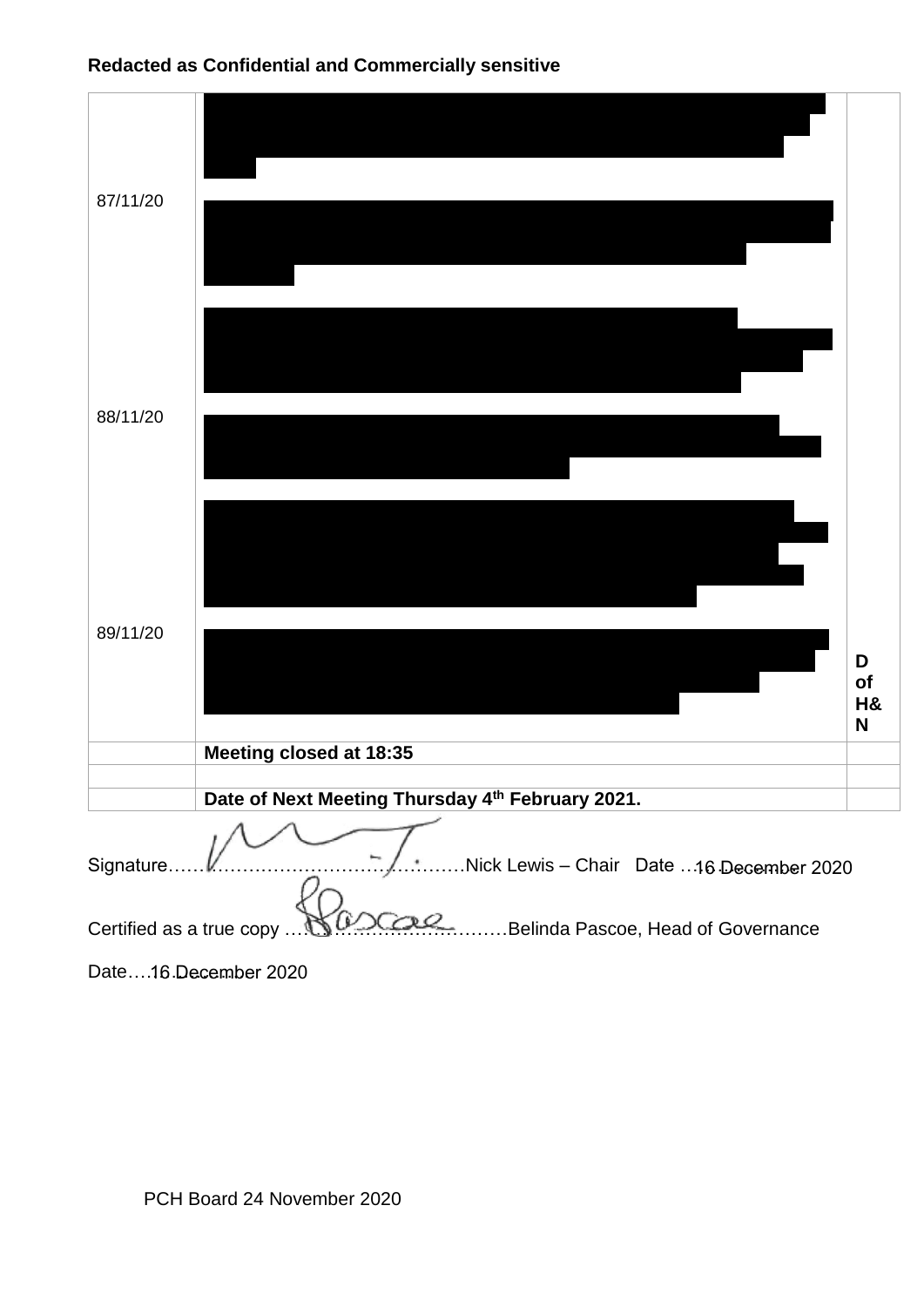**Redacted as Confidential and Commercially sensitive**

| | | |
|---|---|---|
| 87/11/20 | [Redacted] | |
| 88/11/20 | [Redacted] | |
| 89/11/20 | [Redacted] | D of H&N |
| | **Meeting closed at 18:35** | |
| | | |
| | **Date of Next Meeting Thursday 4th February 2021.** | |

Signature……………………………………………Nick Lewis – Chair Date …16 December 2020

Certified as a true copy ………………………………Belinda Pascoe, Head of Governance

Date…16 December 2020

PCH Board 24 November 2020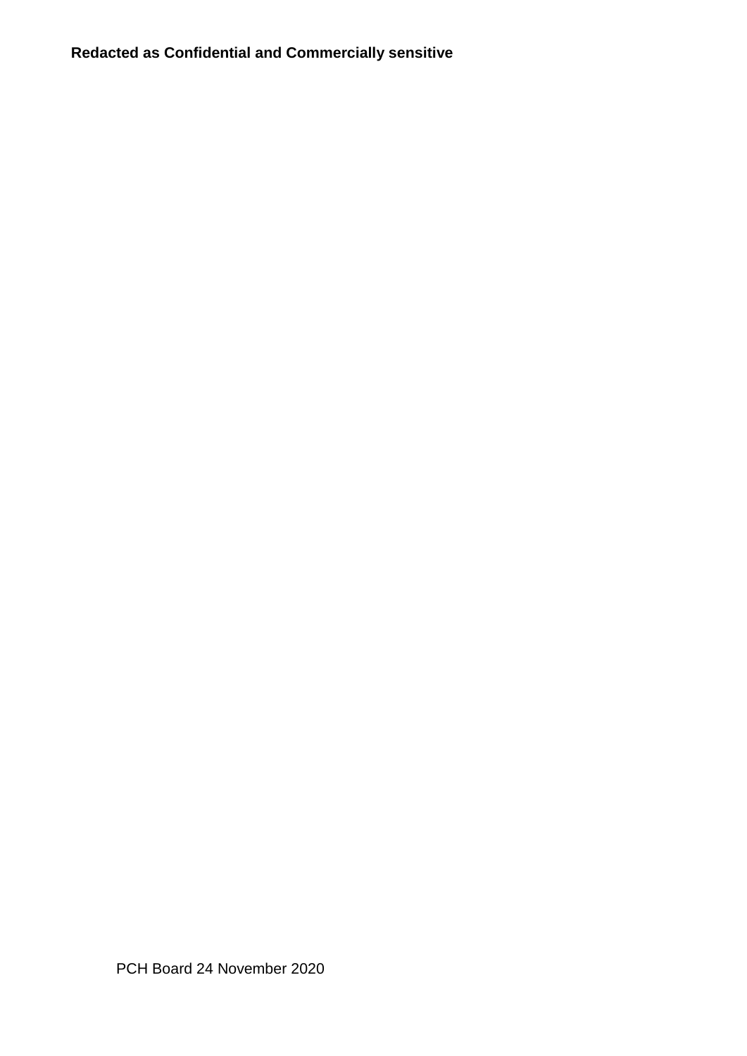**Redacted as Confidential and Commercially sensitive**

PCH Board 24 November 2020